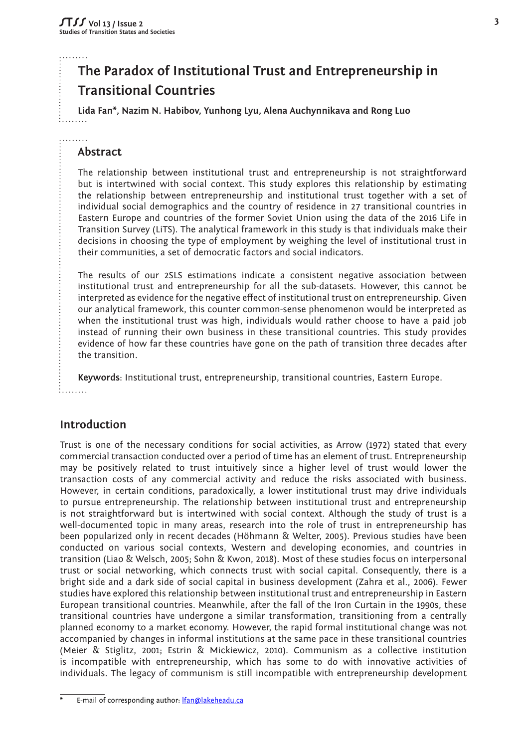# The Paradox of Institutional Trust and Entrepreneurship in Transitional Countries

**Lida Fan*, Nazim N. Habibov, Yunhong Lyu, Alena Auchynnikava and Rong Luo**

## Abstract

The relationship between institutional trust and entrepreneurship is not straightforward but is intertwined with social context. This study explores this relationship by estimating the relationship between entrepreneurship and institutional trust together with a set of individual social demographics and the country of residence in 27 transitional countries in Eastern Europe and countries of the former Soviet Union using the data of the 2016 Life in Transition Survey (LiTS). The analytical framework in this study is that individuals make their decisions in choosing the type of employment by weighing the level of institutional trust in their communities, a set of democratic factors and social indicators.

The results of our 2SLS estimations indicate a consistent negative association between institutional trust and entrepreneurship for all the sub-datasets. However, this cannot be interpreted as evidence for the negative effect of institutional trust on entrepreneurship. Given our analytical framework, this counter common-sense phenomenon would be interpreted as when the institutional trust was high, individuals would rather choose to have a paid job instead of running their own business in these transitional countries. This study provides evidence of how far these countries have gone on the path of transition three decades after the transition.

**Keywords**: Institutional trust, entrepreneurship, transitional countries, Eastern Europe.

## Introduction

Trust is one of the necessary conditions for social activities, as Arrow (1972) stated that every commercial transaction conducted over a period of time has an element of trust. Entrepreneurship may be positively related to trust intuitively since a higher level of trust would lower the transaction costs of any commercial activity and reduce the risks associated with business. However, in certain conditions, paradoxically, a lower institutional trust may drive individuals to pursue entrepreneurship. The relationship between institutional trust and entrepreneurship is not straightforward but is intertwined with social context. Although the study of trust is a well-documented topic in many areas, research into the role of trust in entrepreneurship has been popularized only in recent decades (Höhmann & Welter, 2005). Previous studies have been conducted on various social contexts, Western and developing economies, and countries in transition (Liao & Welsch, 2005; Sohn & Kwon, 2018). Most of these studies focus on interpersonal trust or social networking, which connects trust with social capital. Consequently, there is a bright side and a dark side of social capital in business development (Zahra et al., 2006). Fewer studies have explored this relationship between institutional trust and entrepreneurship in Eastern European transitional countries. Meanwhile, after the fall of the Iron Curtain in the 1990s, these transitional countries have undergone a similar transformation, transitioning from a centrally planned economy to a market economy. However, the rapid formal institutional change was not accompanied by changes in informal institutions at the same pace in these transitional countries (Meier & Stiglitz, 2001; Estrin & Mickiewicz, 2010). Communism as a collective institution is incompatible with entrepreneurship, which has some to do with innovative activities of individuals. The legacy of communism is still incompatible with entrepreneurship development

\* E-mail of corresponding author: lfan@lakeheadu.ca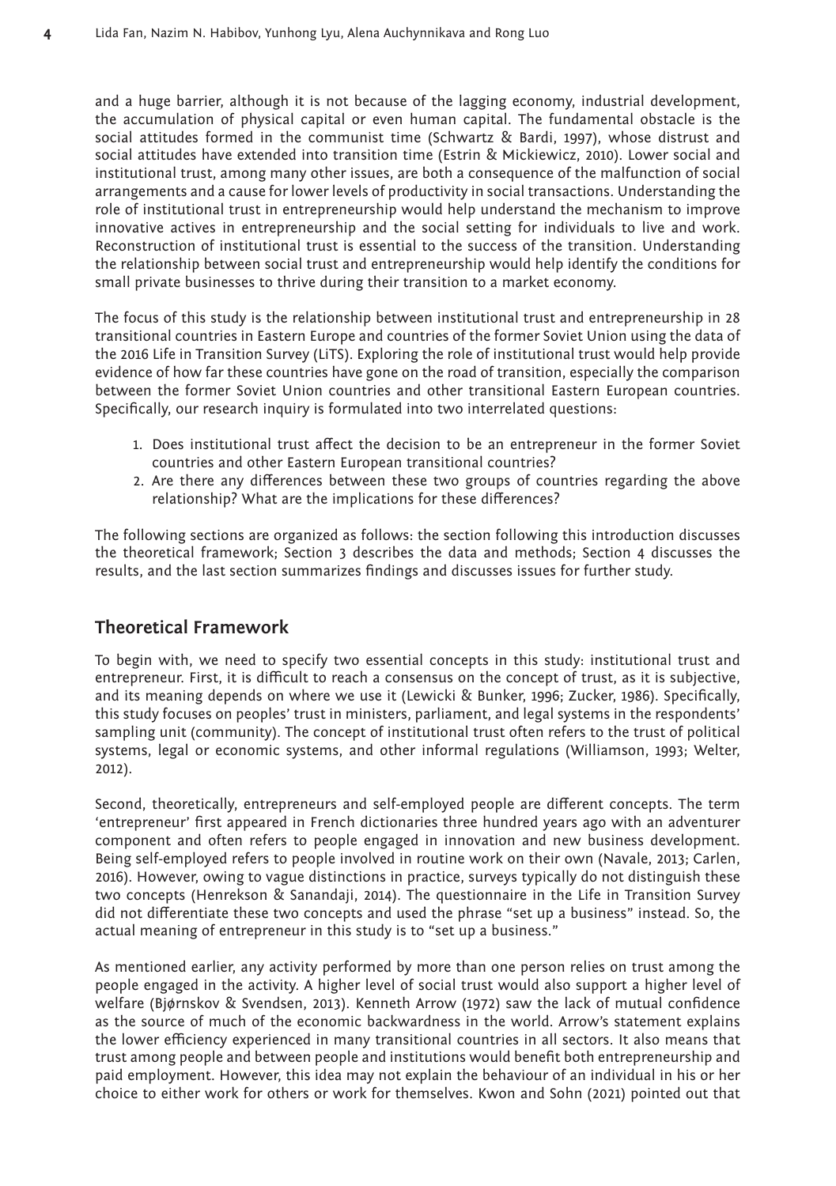and a huge barrier, although it is not because of the lagging economy, industrial development, the accumulation of physical capital or even human capital. The fundamental obstacle is the social attitudes formed in the communist time (Schwartz & Bardi, 1997), whose distrust and social attitudes have extended into transition time (Estrin & Mickiewicz, 2010). Lower social and institutional trust, among many other issues, are both a consequence of the malfunction of social arrangements and a cause for lower levels of productivity in social transactions. Understanding the role of institutional trust in entrepreneurship would help understand the mechanism to improve innovative actives in entrepreneurship and the social setting for individuals to live and work. Reconstruction of institutional trust is essential to the success of the transition. Understanding the relationship between social trust and entrepreneurship would help identify the conditions for small private businesses to thrive during their transition to a market economy.

The focus of this study is the relationship between institutional trust and entrepreneurship in 28 transitional countries in Eastern Europe and countries of the former Soviet Union using the data of the 2016 Life in Transition Survey (LiTS). Exploring the role of institutional trust would help provide evidence of how far these countries have gone on the road of transition, especially the comparison between the former Soviet Union countries and other transitional Eastern European countries. Specifically, our research inquiry is formulated into two interrelated questions:

1. Does institutional trust affect the decision to be an entrepreneur in the former Soviet countries and other Eastern European transitional countries?
2. Are there any differences between these two groups of countries regarding the above relationship? What are the implications for these differences?

The following sections are organized as follows: the section following this introduction discusses the theoretical framework; Section 3 describes the data and methods; Section 4 discusses the results, and the last section summarizes findings and discusses issues for further study.

## Theoretical Framework

To begin with, we need to specify two essential concepts in this study: institutional trust and entrepreneur. First, it is difficult to reach a consensus on the concept of trust, as it is subjective, and its meaning depends on where we use it (Lewicki & Bunker, 1996; Zucker, 1986). Specifically, this study focuses on peoples' trust in ministers, parliament, and legal systems in the respondents' sampling unit (community). The concept of institutional trust often refers to the trust of political systems, legal or economic systems, and other informal regulations (Williamson, 1993; Welter, 2012).

Second, theoretically, entrepreneurs and self-employed people are different concepts. The term 'entrepreneur' first appeared in French dictionaries three hundred years ago with an adventurer component and often refers to people engaged in innovation and new business development. Being self-employed refers to people involved in routine work on their own (Navale, 2013; Carlen, 2016). However, owing to vague distinctions in practice, surveys typically do not distinguish these two concepts (Henrekson & Sanandaji, 2014). The questionnaire in the Life in Transition Survey did not differentiate these two concepts and used the phrase "set up a business" instead. So, the actual meaning of entrepreneur in this study is to "set up a business."

As mentioned earlier, any activity performed by more than one person relies on trust among the people engaged in the activity. A higher level of social trust would also support a higher level of welfare (Bjørnskov & Svendsen, 2013). Kenneth Arrow (1972) saw the lack of mutual confidence as the source of much of the economic backwardness in the world. Arrow's statement explains the lower efficiency experienced in many transitional countries in all sectors. It also means that trust among people and between people and institutions would benefit both entrepreneurship and paid employment. However, this idea may not explain the behaviour of an individual in his or her choice to either work for others or work for themselves. Kwon and Sohn (2021) pointed out that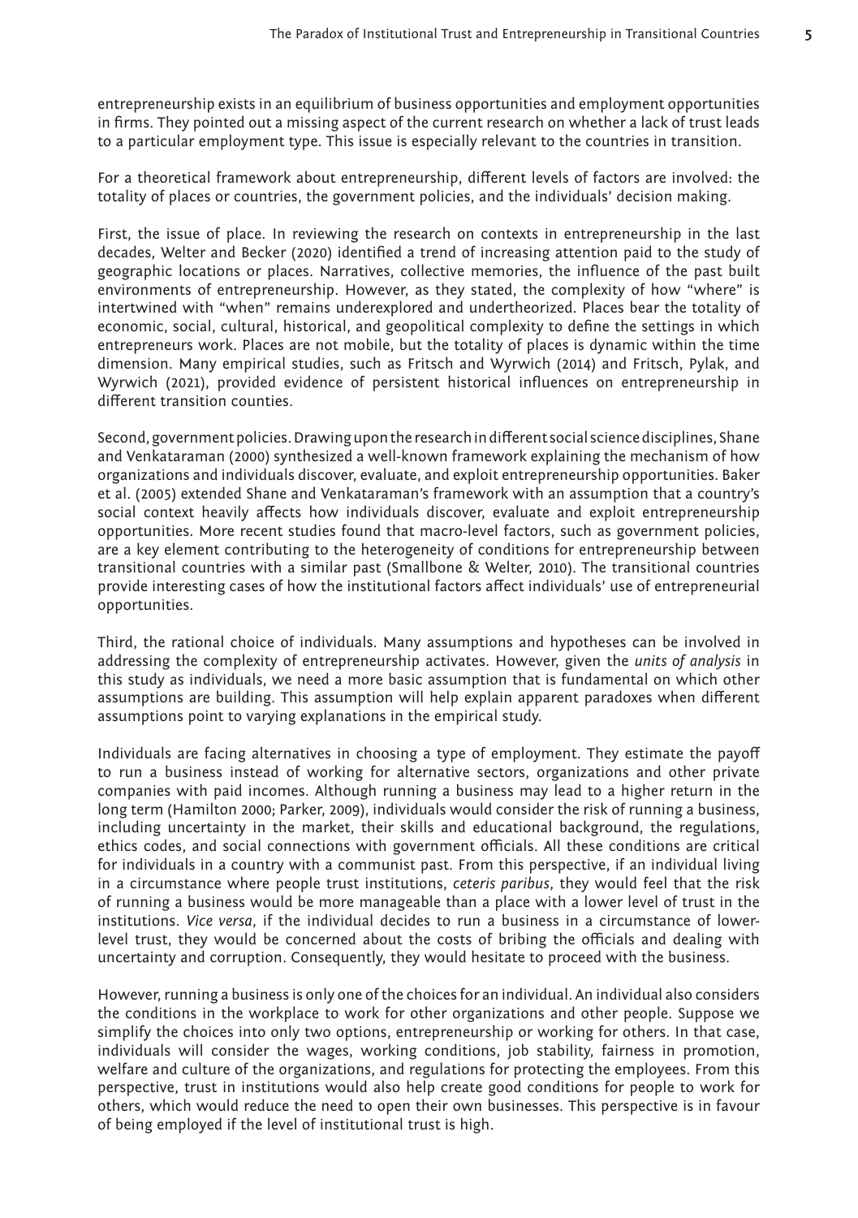entrepreneurship exists in an equilibrium of business opportunities and employment opportunities in firms. They pointed out a missing aspect of the current research on whether a lack of trust leads to a particular employment type. This issue is especially relevant to the countries in transition.

For a theoretical framework about entrepreneurship, different levels of factors are involved: the totality of places or countries, the government policies, and the individuals' decision making.

First, the issue of place. In reviewing the research on contexts in entrepreneurship in the last decades, Welter and Becker (2020) identified a trend of increasing attention paid to the study of geographic locations or places. Narratives, collective memories, the influence of the past built environments of entrepreneurship. However, as they stated, the complexity of how "where" is intertwined with "when" remains underexplored and undertheorized. Places bear the totality of economic, social, cultural, historical, and geopolitical complexity to define the settings in which entrepreneurs work. Places are not mobile, but the totality of places is dynamic within the time dimension. Many empirical studies, such as Fritsch and Wyrwich (2014) and Fritsch, Pylak, and Wyrwich (2021), provided evidence of persistent historical influences on entrepreneurship in different transition counties.

Second, government policies. Drawing upon the research in different social science disciplines, Shane and Venkataraman (2000) synthesized a well-known framework explaining the mechanism of how organizations and individuals discover, evaluate, and exploit entrepreneurship opportunities. Baker et al. (2005) extended Shane and Venkataraman's framework with an assumption that a country's social context heavily affects how individuals discover, evaluate and exploit entrepreneurship opportunities. More recent studies found that macro-level factors, such as government policies, are a key element contributing to the heterogeneity of conditions for entrepreneurship between transitional countries with a similar past (Smallbone & Welter, 2010). The transitional countries provide interesting cases of how the institutional factors affect individuals' use of entrepreneurial opportunities.

Third, the rational choice of individuals. Many assumptions and hypotheses can be involved in addressing the complexity of entrepreneurship activates. However, given the *units of analysis* in this study as individuals, we need a more basic assumption that is fundamental on which other assumptions are building. This assumption will help explain apparent paradoxes when different assumptions point to varying explanations in the empirical study.

Individuals are facing alternatives in choosing a type of employment. They estimate the payoff to run a business instead of working for alternative sectors, organizations and other private companies with paid incomes. Although running a business may lead to a higher return in the long term (Hamilton 2000; Parker, 2009), individuals would consider the risk of running a business, including uncertainty in the market, their skills and educational background, the regulations, ethics codes, and social connections with government officials. All these conditions are critical for individuals in a country with a communist past. From this perspective, if an individual living in a circumstance where people trust institutions, *ceteris paribus*, they would feel that the risk of running a business would be more manageable than a place with a lower level of trust in the institutions. *Vice versa*, if the individual decides to run a business in a circumstance of lower-level trust, they would be concerned about the costs of bribing the officials and dealing with uncertainty and corruption. Consequently, they would hesitate to proceed with the business.

However, running a business is only one of the choices for an individual. An individual also considers the conditions in the workplace to work for other organizations and other people. Suppose we simplify the choices into only two options, entrepreneurship or working for others. In that case, individuals will consider the wages, working conditions, job stability, fairness in promotion, welfare and culture of the organizations, and regulations for protecting the employees. From this perspective, trust in institutions would also help create good conditions for people to work for others, which would reduce the need to open their own businesses. This perspective is in favour of being employed if the level of institutional trust is high.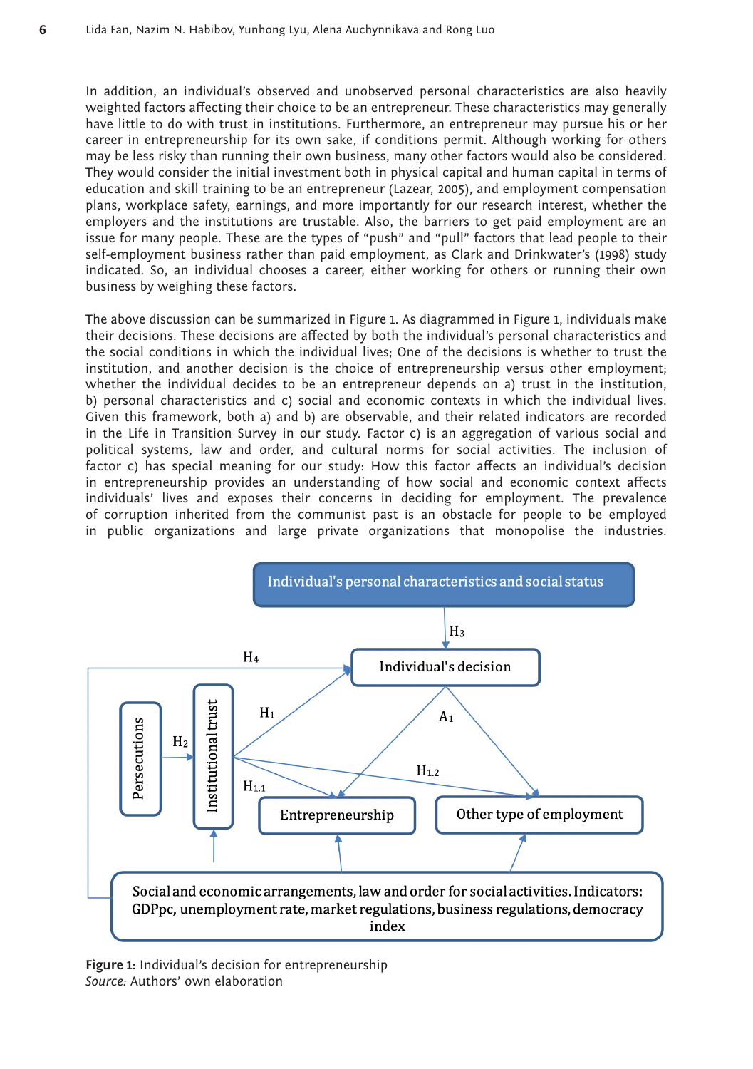In addition, an individual's observed and unobserved personal characteristics are also heavily weighted factors affecting their choice to be an entrepreneur. These characteristics may generally have little to do with trust in institutions. Furthermore, an entrepreneur may pursue his or her career in entrepreneurship for its own sake, if conditions permit. Although working for others may be less risky than running their own business, many other factors would also be considered. They would consider the initial investment both in physical capital and human capital in terms of education and skill training to be an entrepreneur (Lazear, 2005), and employment compensation plans, workplace safety, earnings, and more importantly for our research interest, whether the employers and the institutions are trustable. Also, the barriers to get paid employment are an issue for many people. These are the types of "push" and "pull" factors that lead people to their self-employment business rather than paid employment, as Clark and Drinkwater's (1998) study indicated. So, an individual chooses a career, either working for others or running their own business by weighing these factors.

The above discussion can be summarized in Figure 1. As diagrammed in Figure 1, individuals make their decisions. These decisions are affected by both the individual's personal characteristics and the social conditions in which the individual lives; One of the decisions is whether to trust the institution, and another decision is the choice of entrepreneurship versus other employment; whether the individual decides to be an entrepreneur depends on a) trust in the institution, b) personal characteristics and c) social and economic contexts in which the individual lives. Given this framework, both a) and b) are observable, and their related indicators are recorded in the Life in Transition Survey in our study. Factor c) is an aggregation of various social and political systems, law and order, and cultural norms for social activities. The inclusion of factor c) has special meaning for our study: How this factor affects an individual's decision in entrepreneurship provides an understanding of how social and economic context affects individuals' lives and exposes their concerns in deciding for employment. The prevalence of corruption inherited from the communist past is an obstacle for people to be employed in public organizations and large private organizations that monopolise the industries.

**Figure 1:** Individual's decision for entrepreneurship
*Source:* Authors' own elaboration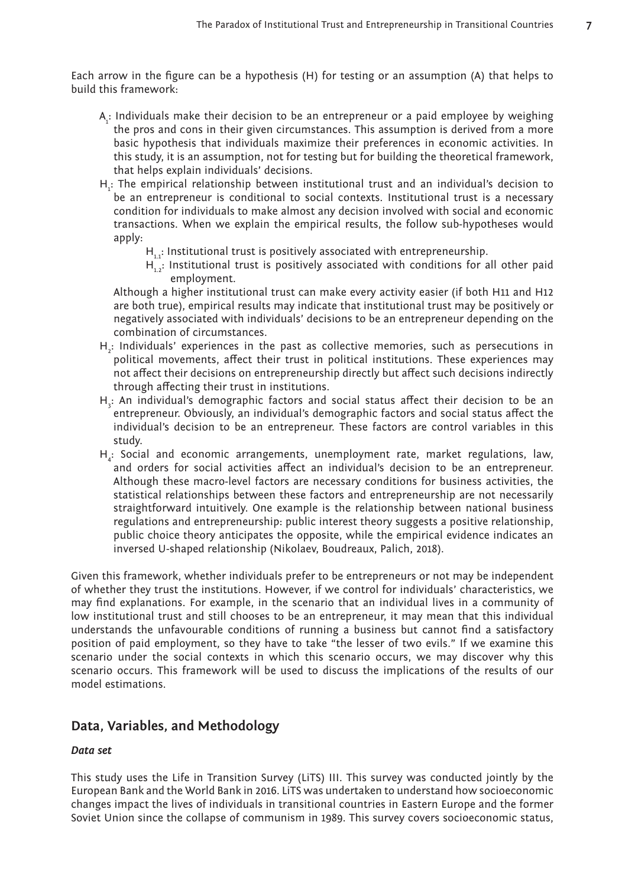Each arrow in the figure can be a hypothesis (H) for testing or an assumption (A) that helps to build this framework:

- $A_1$: Individuals make their decision to be an entrepreneur or a paid employee by weighing the pros and cons in their given circumstances. This assumption is derived from a more basic hypothesis that individuals maximize their preferences in economic activities. In this study, it is an assumption, not for testing but for building the theoretical framework, that helps explain individuals' decisions.
- $H_1$: The empirical relationship between institutional trust and an individual's decision to be an entrepreneur is conditional to social contexts. Institutional trust is a necessary condition for individuals to make almost any decision involved with social and economic transactions. When we explain the empirical results, the follow sub-hypotheses would apply:
  - $H_{1.1}$: Institutional trust is positively associated with entrepreneurship.
  - $H_{1.2}$: Institutional trust is positively associated with conditions for all other paid employment.

  Although a higher institutional trust can make every activity easier (if both H11 and H12 are both true), empirical results may indicate that institutional trust may be positively or negatively associated with individuals' decisions to be an entrepreneur depending on the combination of circumstances.
- $H_2$: Individuals' experiences in the past as collective memories, such as persecutions in political movements, affect their trust in political institutions. These experiences may not affect their decisions on entrepreneurship directly but affect such decisions indirectly through affecting their trust in institutions.
- $H_3$: An individual's demographic factors and social status affect their decision to be an entrepreneur. Obviously, an individual's demographic factors and social status affect the individual's decision to be an entrepreneur. These factors are control variables in this study.
- $H_4$: Social and economic arrangements, unemployment rate, market regulations, law, and orders for social activities affect an individual's decision to be an entrepreneur. Although these macro-level factors are necessary conditions for business activities, the statistical relationships between these factors and entrepreneurship are not necessarily straightforward intuitively. One example is the relationship between national business regulations and entrepreneurship: public interest theory suggests a positive relationship, public choice theory anticipates the opposite, while the empirical evidence indicates an inversed U-shaped relationship (Nikolaev, Boudreaux, Palich, 2018).

Given this framework, whether individuals prefer to be entrepreneurs or not may be independent of whether they trust the institutions. However, if we control for individuals' characteristics, we may find explanations. For example, in the scenario that an individual lives in a community of low institutional trust and still chooses to be an entrepreneur, it may mean that this individual understands the unfavourable conditions of running a business but cannot find a satisfactory position of paid employment, so they have to take "the lesser of two evils." If we examine this scenario under the social contexts in which this scenario occurs, we may discover why this scenario occurs. This framework will be used to discuss the implications of the results of our model estimations.

## Data, Variables, and Methodology

### *Data set*

This study uses the Life in Transition Survey (LiTS) III. This survey was conducted jointly by the European Bank and the World Bank in 2016. LiTS was undertaken to understand how socioeconomic changes impact the lives of individuals in transitional countries in Eastern Europe and the former Soviet Union since the collapse of communism in 1989. This survey covers socioeconomic status,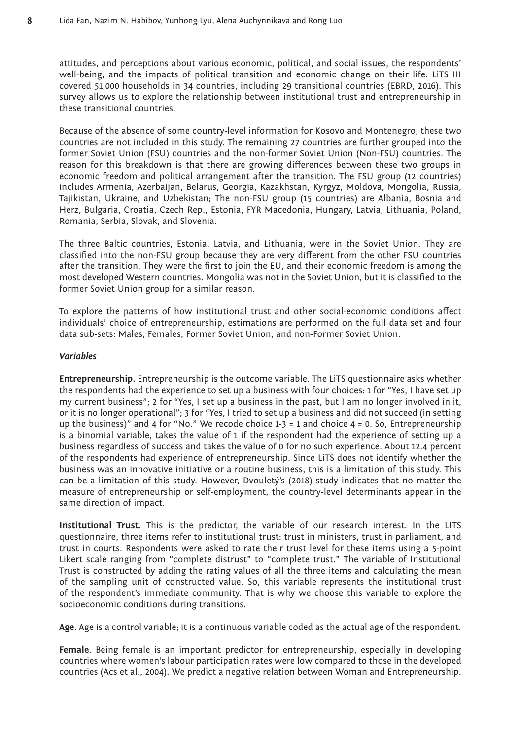attitudes, and perceptions about various economic, political, and social issues, the respondents' well-being, and the impacts of political transition and economic change on their life. LiTS III covered 51,000 households in 34 countries, including 29 transitional countries (EBRD, 2016). This survey allows us to explore the relationship between institutional trust and entrepreneurship in these transitional countries.

Because of the absence of some country-level information for Kosovo and Montenegro, these two countries are not included in this study. The remaining 27 countries are further grouped into the former Soviet Union (FSU) countries and the non-former Soviet Union (Non-FSU) countries. The reason for this breakdown is that there are growing differences between these two groups in economic freedom and political arrangement after the transition. The FSU group (12 countries) includes Armenia, Azerbaijan, Belarus, Georgia, Kazakhstan, Kyrgyz, Moldova, Mongolia, Russia, Tajikistan, Ukraine, and Uzbekistan; The non-FSU group (15 countries) are Albania, Bosnia and Herz, Bulgaria, Croatia, Czech Rep., Estonia, FYR Macedonia, Hungary, Latvia, Lithuania, Poland, Romania, Serbia, Slovak, and Slovenia.

The three Baltic countries, Estonia, Latvia, and Lithuania, were in the Soviet Union. They are classified into the non-FSU group because they are very different from the other FSU countries after the transition. They were the first to join the EU, and their economic freedom is among the most developed Western countries. Mongolia was not in the Soviet Union, but it is classified to the former Soviet Union group for a similar reason.

To explore the patterns of how institutional trust and other social-economic conditions affect individuals' choice of entrepreneurship, estimations are performed on the full data set and four data sub-sets: Males, Females, Former Soviet Union, and non-Former Soviet Union.

### *Variables*

**Entrepreneurship.** Entrepreneurship is the outcome variable. The LiTS questionnaire asks whether the respondents had the experience to set up a business with four choices: 1 for "Yes, I have set up my current business"; 2 for "Yes, I set up a business in the past, but I am no longer involved in it, or it is no longer operational"; 3 for "Yes, I tried to set up a business and did not succeed (in setting up the business)" and 4 for "No." We recode choice 1-3 = 1 and choice 4 = 0. So, Entrepreneurship is a binomial variable, takes the value of 1 if the respondent had the experience of setting up a business regardless of success and takes the value of 0 for no such experience. About 12.4 percent of the respondents had experience of entrepreneurship. Since LiTS does not identify whether the business was an innovative initiative or a routine business, this is a limitation of this study. This can be a limitation of this study. However, Dvouletý's (2018) study indicates that no matter the measure of entrepreneurship or self-employment, the country-level determinants appear in the same direction of impact.

**Institutional Trust.** This is the predictor, the variable of our research interest. In the LITS questionnaire, three items refer to institutional trust: trust in ministers, trust in parliament, and trust in courts. Respondents were asked to rate their trust level for these items using a 5-point Likert scale ranging from "complete distrust" to "complete trust." The variable of Institutional Trust is constructed by adding the rating values of all the three items and calculating the mean of the sampling unit of constructed value. So, this variable represents the institutional trust of the respondent's immediate community. That is why we choose this variable to explore the socioeconomic conditions during transitions.

**Age**. Age is a control variable; it is a continuous variable coded as the actual age of the respondent.

**Female**. Being female is an important predictor for entrepreneurship, especially in developing countries where women's labour participation rates were low compared to those in the developed countries (Acs et al., 2004). We predict a negative relation between Woman and Entrepreneurship.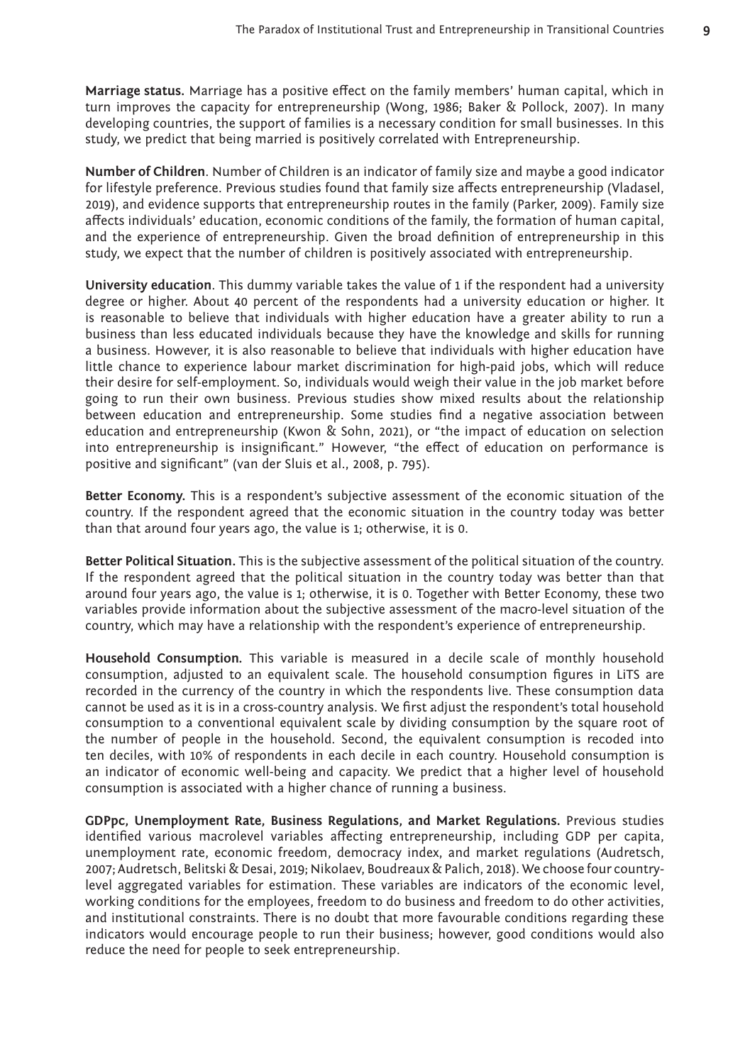**Marriage status.** Marriage has a positive effect on the family members' human capital, which in turn improves the capacity for entrepreneurship (Wong, 1986; Baker & Pollock, 2007). In many developing countries, the support of families is a necessary condition for small businesses. In this study, we predict that being married is positively correlated with Entrepreneurship.

**Number of Children**. Number of Children is an indicator of family size and maybe a good indicator for lifestyle preference. Previous studies found that family size affects entrepreneurship (Vladasel, 2019), and evidence supports that entrepreneurship routes in the family (Parker, 2009). Family size affects individuals' education, economic conditions of the family, the formation of human capital, and the experience of entrepreneurship. Given the broad definition of entrepreneurship in this study, we expect that the number of children is positively associated with entrepreneurship.

**University education**. This dummy variable takes the value of 1 if the respondent had a university degree or higher. About 40 percent of the respondents had a university education or higher. It is reasonable to believe that individuals with higher education have a greater ability to run a business than less educated individuals because they have the knowledge and skills for running a business. However, it is also reasonable to believe that individuals with higher education have little chance to experience labour market discrimination for high-paid jobs, which will reduce their desire for self-employment. So, individuals would weigh their value in the job market before going to run their own business. Previous studies show mixed results about the relationship between education and entrepreneurship. Some studies find a negative association between education and entrepreneurship (Kwon & Sohn, 2021), or "the impact of education on selection into entrepreneurship is insignificant." However, "the effect of education on performance is positive and significant" (van der Sluis et al., 2008, p. 795).

**Better Economy.** This is a respondent's subjective assessment of the economic situation of the country. If the respondent agreed that the economic situation in the country today was better than that around four years ago, the value is 1; otherwise, it is 0.

**Better Political Situation.** This is the subjective assessment of the political situation of the country. If the respondent agreed that the political situation in the country today was better than that around four years ago, the value is 1; otherwise, it is 0. Together with Better Economy, these two variables provide information about the subjective assessment of the macro-level situation of the country, which may have a relationship with the respondent's experience of entrepreneurship.

**Household Consumption.** This variable is measured in a decile scale of monthly household consumption, adjusted to an equivalent scale. The household consumption figures in LiTS are recorded in the currency of the country in which the respondents live. These consumption data cannot be used as it is in a cross-country analysis. We first adjust the respondent's total household consumption to a conventional equivalent scale by dividing consumption by the square root of the number of people in the household. Second, the equivalent consumption is recoded into ten deciles, with 10% of respondents in each decile in each country. Household consumption is an indicator of economic well-being and capacity. We predict that a higher level of household consumption is associated with a higher chance of running a business.

**GDPpc, Unemployment Rate, Business Regulations, and Market Regulations.** Previous studies identified various macrolevel variables affecting entrepreneurship, including GDP per capita, unemployment rate, economic freedom, democracy index, and market regulations (Audretsch, 2007; Audretsch, Belitski & Desai, 2019; Nikolaev, Boudreaux & Palich, 2018). We choose four country-level aggregated variables for estimation. These variables are indicators of the economic level, working conditions for the employees, freedom to do business and freedom to do other activities, and institutional constraints. There is no doubt that more favourable conditions regarding these indicators would encourage people to run their business; however, good conditions would also reduce the need for people to seek entrepreneurship.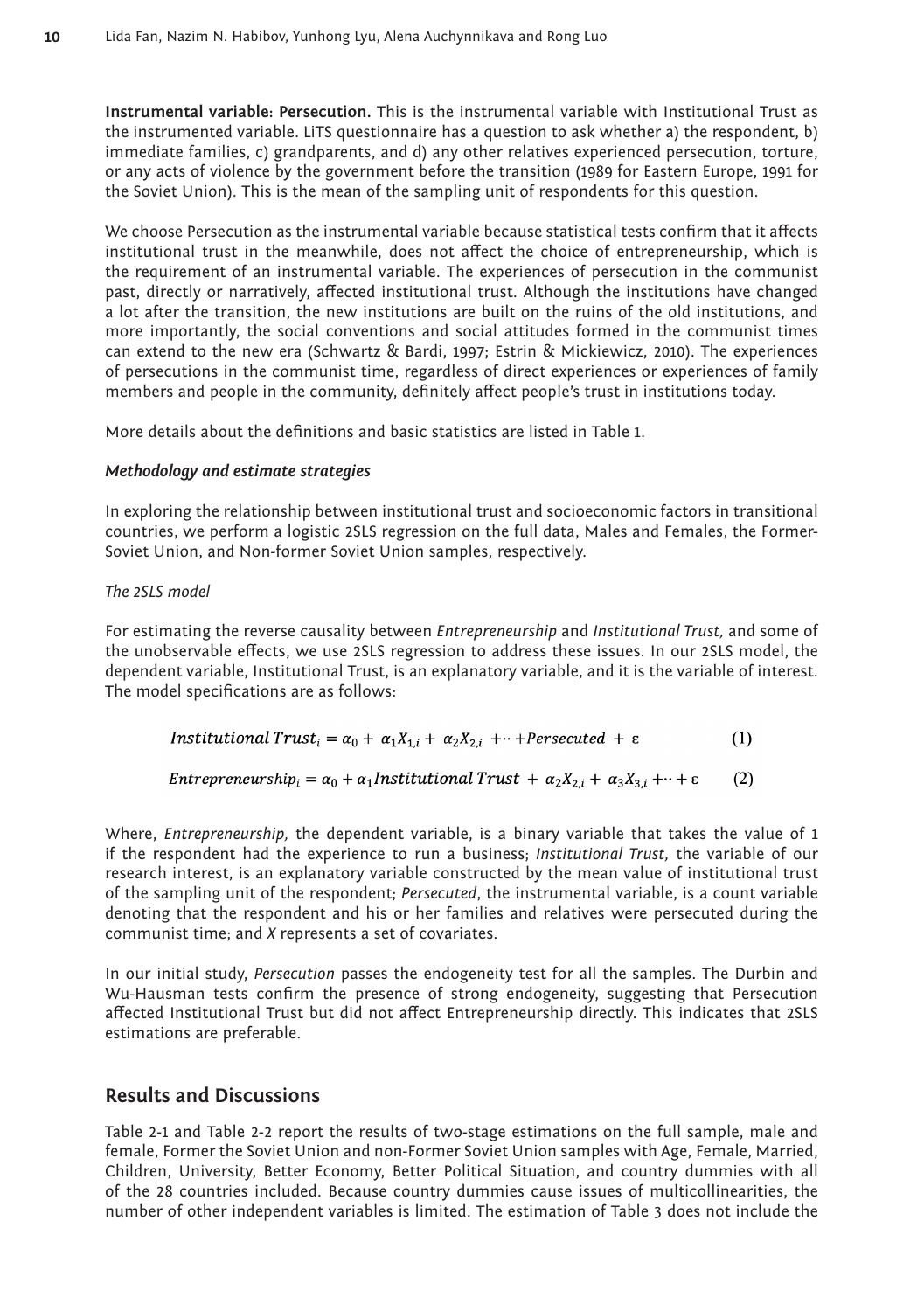**Instrumental variable: Persecution.** This is the instrumental variable with Institutional Trust as the instrumented variable. LiTS questionnaire has a question to ask whether a) the respondent, b) immediate families, c) grandparents, and d) any other relatives experienced persecution, torture, or any acts of violence by the government before the transition (1989 for Eastern Europe, 1991 for the Soviet Union). This is the mean of the sampling unit of respondents for this question.

We choose Persecution as the instrumental variable because statistical tests confirm that it affects institutional trust in the meanwhile, does not affect the choice of entrepreneurship, which is the requirement of an instrumental variable. The experiences of persecution in the communist past, directly or narratively, affected institutional trust. Although the institutions have changed a lot after the transition, the new institutions are built on the ruins of the old institutions, and more importantly, the social conventions and social attitudes formed in the communist times can extend to the new era (Schwartz & Bardi, 1997; Estrin & Mickiewicz, 2010). The experiences of persecutions in the communist time, regardless of direct experiences or experiences of family members and people in the community, definitely affect people's trust in institutions today.

More details about the definitions and basic statistics are listed in Table 1.

### *Methodology and estimate strategies*

In exploring the relationship between institutional trust and socioeconomic factors in transitional countries, we perform a logistic 2SLS regression on the full data, Males and Females, the Former-Soviet Union, and Non-former Soviet Union samples, respectively.

#### *The 2SLS model*

For estimating the reverse causality between *Entrepreneurship* and *Institutional Trust,* and some of the unobservable effects, we use 2SLS regression to address these issues. In our 2SLS model, the dependent variable, Institutional Trust, is an explanatory variable, and it is the variable of interest. The model specifications are as follows:

$$Institutional\ Trust_i = \alpha_0 + \alpha_1 X_{1,i} + \alpha_2 X_{2,i} + \cdots + Persecuted + \varepsilon \qquad (1)$$

$$Entrepreneurship_i = \alpha_0 + \alpha_1 Institutional\ Trust + \alpha_2 X_{2,i} + \alpha_3 X_{3,i} + \cdots + \varepsilon \qquad (2)$$

Where, *Entrepreneurship,* the dependent variable, is a binary variable that takes the value of 1 if the respondent had the experience to run a business; *Institutional Trust,* the variable of our research interest, is an explanatory variable constructed by the mean value of institutional trust of the sampling unit of the respondent; *Persecuted*, the instrumental variable, is a count variable denoting that the respondent and his or her families and relatives were persecuted during the communist time; and *X* represents a set of covariates.

In our initial study, *Persecution* passes the endogeneity test for all the samples. The Durbin and Wu-Hausman tests confirm the presence of strong endogeneity, suggesting that Persecution affected Institutional Trust but did not affect Entrepreneurship directly. This indicates that 2SLS estimations are preferable.

## Results and Discussions

Table 2-1 and Table 2-2 report the results of two-stage estimations on the full sample, male and female, Former the Soviet Union and non-Former Soviet Union samples with Age, Female, Married, Children, University, Better Economy, Better Political Situation, and country dummies with all of the 28 countries included. Because country dummies cause issues of multicollinearities, the number of other independent variables is limited. The estimation of Table 3 does not include the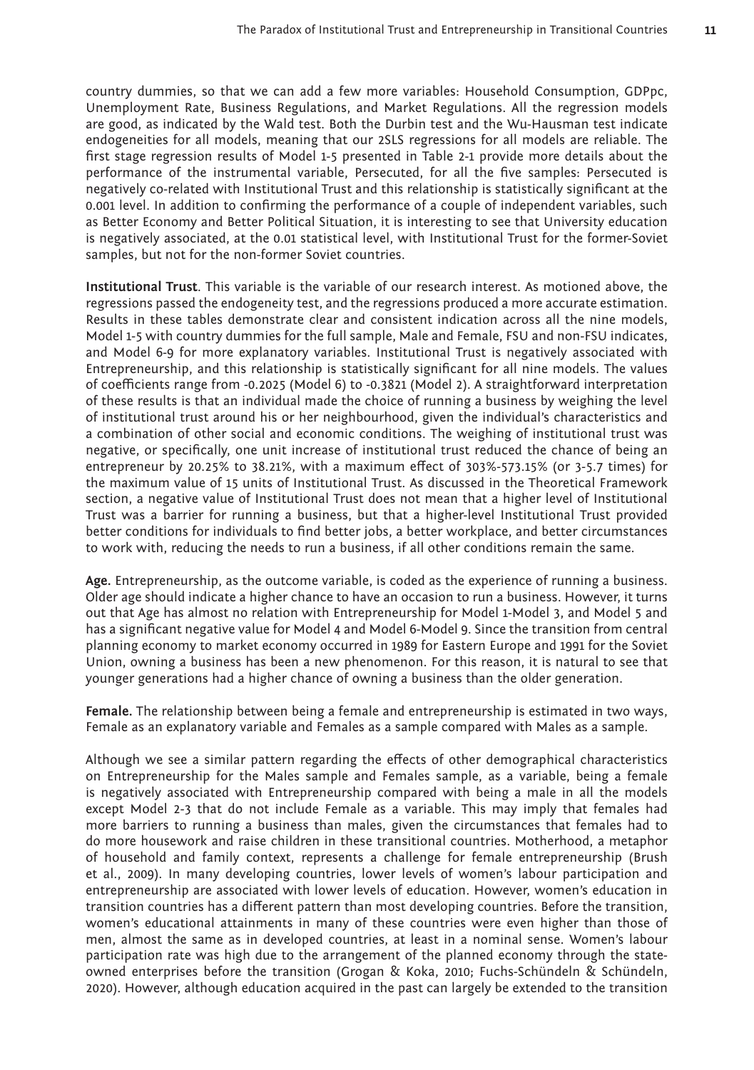country dummies, so that we can add a few more variables: Household Consumption, GDPpc, Unemployment Rate, Business Regulations, and Market Regulations. All the regression models are good, as indicated by the Wald test. Both the Durbin test and the Wu-Hausman test indicate endogeneities for all models, meaning that our 2SLS regressions for all models are reliable. The first stage regression results of Model 1-5 presented in Table 2-1 provide more details about the performance of the instrumental variable, Persecuted, for all the five samples: Persecuted is negatively co-related with Institutional Trust and this relationship is statistically significant at the 0.001 level. In addition to confirming the performance of a couple of independent variables, such as Better Economy and Better Political Situation, it is interesting to see that University education is negatively associated, at the 0.01 statistical level, with Institutional Trust for the former-Soviet samples, but not for the non-former Soviet countries.

**Institutional Trust**. This variable is the variable of our research interest. As motioned above, the regressions passed the endogeneity test, and the regressions produced a more accurate estimation. Results in these tables demonstrate clear and consistent indication across all the nine models, Model 1-5 with country dummies for the full sample, Male and Female, FSU and non-FSU indicates, and Model 6-9 for more explanatory variables. Institutional Trust is negatively associated with Entrepreneurship, and this relationship is statistically significant for all nine models. The values of coefficients range from -0.2025 (Model 6) to -0.3821 (Model 2). A straightforward interpretation of these results is that an individual made the choice of running a business by weighing the level of institutional trust around his or her neighbourhood, given the individual's characteristics and a combination of other social and economic conditions. The weighing of institutional trust was negative, or specifically, one unit increase of institutional trust reduced the chance of being an entrepreneur by 20.25% to 38.21%, with a maximum effect of 303%-573.15% (or 3-5.7 times) for the maximum value of 15 units of Institutional Trust. As discussed in the Theoretical Framework section, a negative value of Institutional Trust does not mean that a higher level of Institutional Trust was a barrier for running a business, but that a higher-level Institutional Trust provided better conditions for individuals to find better jobs, a better workplace, and better circumstances to work with, reducing the needs to run a business, if all other conditions remain the same.

**Age.** Entrepreneurship, as the outcome variable, is coded as the experience of running a business. Older age should indicate a higher chance to have an occasion to run a business. However, it turns out that Age has almost no relation with Entrepreneurship for Model 1-Model 3, and Model 5 and has a significant negative value for Model 4 and Model 6-Model 9. Since the transition from central planning economy to market economy occurred in 1989 for Eastern Europe and 1991 for the Soviet Union, owning a business has been a new phenomenon. For this reason, it is natural to see that younger generations had a higher chance of owning a business than the older generation.

**Female.** The relationship between being a female and entrepreneurship is estimated in two ways, Female as an explanatory variable and Females as a sample compared with Males as a sample.

Although we see a similar pattern regarding the effects of other demographical characteristics on Entrepreneurship for the Males sample and Females sample, as a variable, being a female is negatively associated with Entrepreneurship compared with being a male in all the models except Model 2-3 that do not include Female as a variable. This may imply that females had more barriers to running a business than males, given the circumstances that females had to do more housework and raise children in these transitional countries. Motherhood, a metaphor of household and family context, represents a challenge for female entrepreneurship (Brush et al., 2009). In many developing countries, lower levels of women's labour participation and entrepreneurship are associated with lower levels of education. However, women's education in transition countries has a different pattern than most developing countries. Before the transition, women's educational attainments in many of these countries were even higher than those of men, almost the same as in developed countries, at least in a nominal sense. Women's labour participation rate was high due to the arrangement of the planned economy through the state-owned enterprises before the transition (Grogan & Koka, 2010; Fuchs-Schündeln & Schündeln, 2020). However, although education acquired in the past can largely be extended to the transition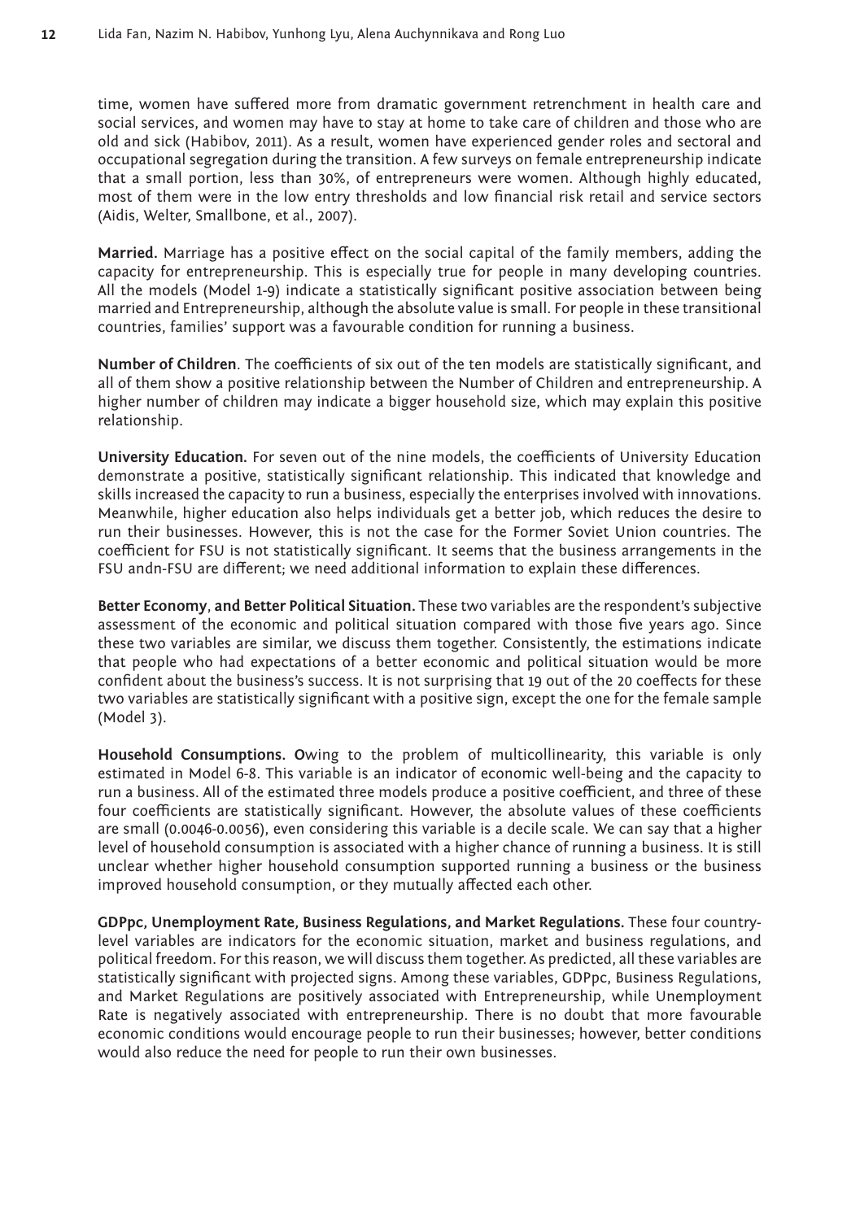time, women have suffered more from dramatic government retrenchment in health care and social services, and women may have to stay at home to take care of children and those who are old and sick (Habibov, 2011). As a result, women have experienced gender roles and sectoral and occupational segregation during the transition. A few surveys on female entrepreneurship indicate that a small portion, less than 30%, of entrepreneurs were women. Although highly educated, most of them were in the low entry thresholds and low financial risk retail and service sectors (Aidis, Welter, Smallbone, et al., 2007).

**Married.** Marriage has a positive effect on the social capital of the family members, adding the capacity for entrepreneurship. This is especially true for people in many developing countries. All the models (Model 1-9) indicate a statistically significant positive association between being married and Entrepreneurship, although the absolute value is small. For people in these transitional countries, families' support was a favourable condition for running a business.

**Number of Children**. The coefficients of six out of the ten models are statistically significant, and all of them show a positive relationship between the Number of Children and entrepreneurship. A higher number of children may indicate a bigger household size, which may explain this positive relationship.

**University Education.** For seven out of the nine models, the coefficients of University Education demonstrate a positive, statistically significant relationship. This indicated that knowledge and skills increased the capacity to run a business, especially the enterprises involved with innovations. Meanwhile, higher education also helps individuals get a better job, which reduces the desire to run their businesses. However, this is not the case for the Former Soviet Union countries. The coefficient for FSU is not statistically significant. It seems that the business arrangements in the FSU andn-FSU are different; we need additional information to explain these differences.

**Better Economy**, **and Better Political Situation.** These two variables are the respondent's subjective assessment of the economic and political situation compared with those five years ago. Since these two variables are similar, we discuss them together. Consistently, the estimations indicate that people who had expectations of a better economic and political situation would be more confident about the business's success. It is not surprising that 19 out of the 20 coeffects for these two variables are statistically significant with a positive sign, except the one for the female sample (Model 3).

**Household Consumptions. O**wing to the problem of multicollinearity, this variable is only estimated in Model 6-8. This variable is an indicator of economic well-being and the capacity to run a business. All of the estimated three models produce a positive coefficient, and three of these four coefficients are statistically significant. However, the absolute values of these coefficients are small (0.0046-0.0056), even considering this variable is a decile scale. We can say that a higher level of household consumption is associated with a higher chance of running a business. It is still unclear whether higher household consumption supported running a business or the business improved household consumption, or they mutually affected each other.

**GDPpc, Unemployment Rate, Business Regulations, and Market Regulations.** These four country-level variables are indicators for the economic situation, market and business regulations, and political freedom. For this reason, we will discuss them together. As predicted, all these variables are statistically significant with projected signs. Among these variables, GDPpc, Business Regulations, and Market Regulations are positively associated with Entrepreneurship, while Unemployment Rate is negatively associated with entrepreneurship. There is no doubt that more favourable economic conditions would encourage people to run their businesses; however, better conditions would also reduce the need for people to run their own businesses.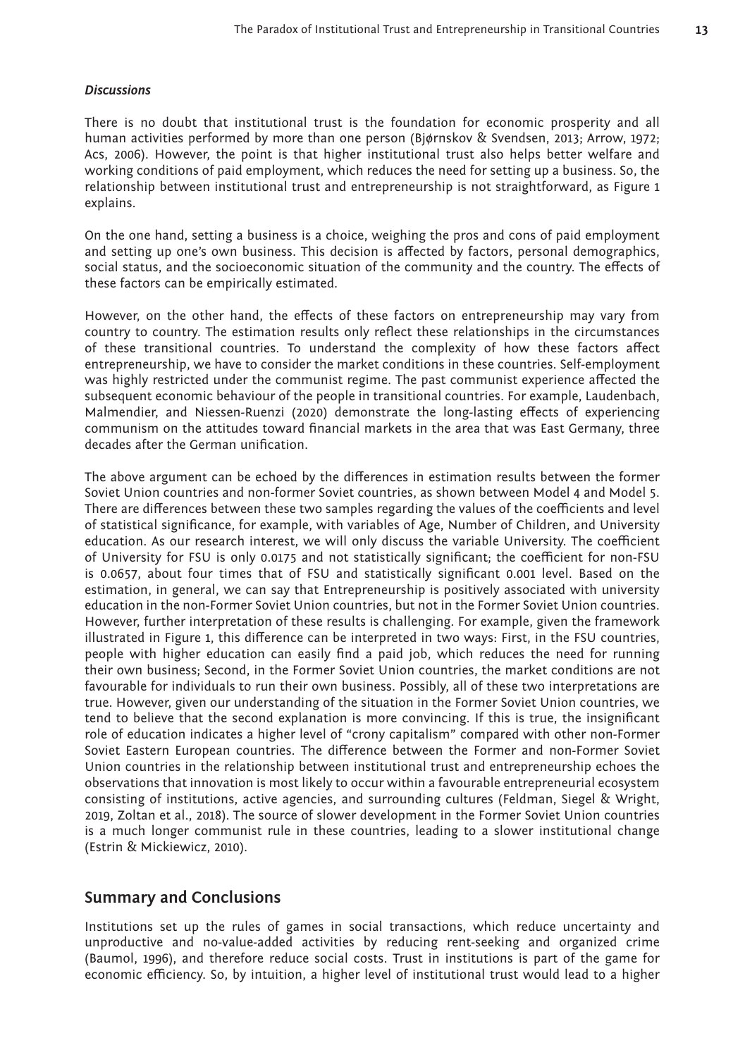### *Discussions*

There is no doubt that institutional trust is the foundation for economic prosperity and all human activities performed by more than one person (Bjørnskov & Svendsen, 2013; Arrow, 1972; Acs, 2006). However, the point is that higher institutional trust also helps better welfare and working conditions of paid employment, which reduces the need for setting up a business. So, the relationship between institutional trust and entrepreneurship is not straightforward, as Figure 1 explains.

On the one hand, setting a business is a choice, weighing the pros and cons of paid employment and setting up one's own business. This decision is affected by factors, personal demographics, social status, and the socioeconomic situation of the community and the country. The effects of these factors can be empirically estimated.

However, on the other hand, the effects of these factors on entrepreneurship may vary from country to country. The estimation results only reflect these relationships in the circumstances of these transitional countries. To understand the complexity of how these factors affect entrepreneurship, we have to consider the market conditions in these countries. Self-employment was highly restricted under the communist regime. The past communist experience affected the subsequent economic behaviour of the people in transitional countries. For example, Laudenbach, Malmendier, and Niessen-Ruenzi (2020) demonstrate the long-lasting effects of experiencing communism on the attitudes toward financial markets in the area that was East Germany, three decades after the German unification.

The above argument can be echoed by the differences in estimation results between the former Soviet Union countries and non-former Soviet countries, as shown between Model 4 and Model 5. There are differences between these two samples regarding the values of the coefficients and level of statistical significance, for example, with variables of Age, Number of Children, and University education. As our research interest, we will only discuss the variable University. The coefficient of University for FSU is only 0.0175 and not statistically significant; the coefficient for non-FSU is 0.0657, about four times that of FSU and statistically significant 0.001 level. Based on the estimation, in general, we can say that Entrepreneurship is positively associated with university education in the non-Former Soviet Union countries, but not in the Former Soviet Union countries. However, further interpretation of these results is challenging. For example, given the framework illustrated in Figure 1, this difference can be interpreted in two ways: First, in the FSU countries, people with higher education can easily find a paid job, which reduces the need for running their own business; Second, in the Former Soviet Union countries, the market conditions are not favourable for individuals to run their own business. Possibly, all of these two interpretations are true. However, given our understanding of the situation in the Former Soviet Union countries, we tend to believe that the second explanation is more convincing. If this is true, the insignificant role of education indicates a higher level of "crony capitalism" compared with other non-Former Soviet Eastern European countries. The difference between the Former and non-Former Soviet Union countries in the relationship between institutional trust and entrepreneurship echoes the observations that innovation is most likely to occur within a favourable entrepreneurial ecosystem consisting of institutions, active agencies, and surrounding cultures (Feldman, Siegel & Wright, 2019, Zoltan et al., 2018). The source of slower development in the Former Soviet Union countries is a much longer communist rule in these countries, leading to a slower institutional change (Estrin & Mickiewicz, 2010).

## Summary and Conclusions

Institutions set up the rules of games in social transactions, which reduce uncertainty and unproductive and no-value-added activities by reducing rent-seeking and organized crime (Baumol, 1996), and therefore reduce social costs. Trust in institutions is part of the game for economic efficiency. So, by intuition, a higher level of institutional trust would lead to a higher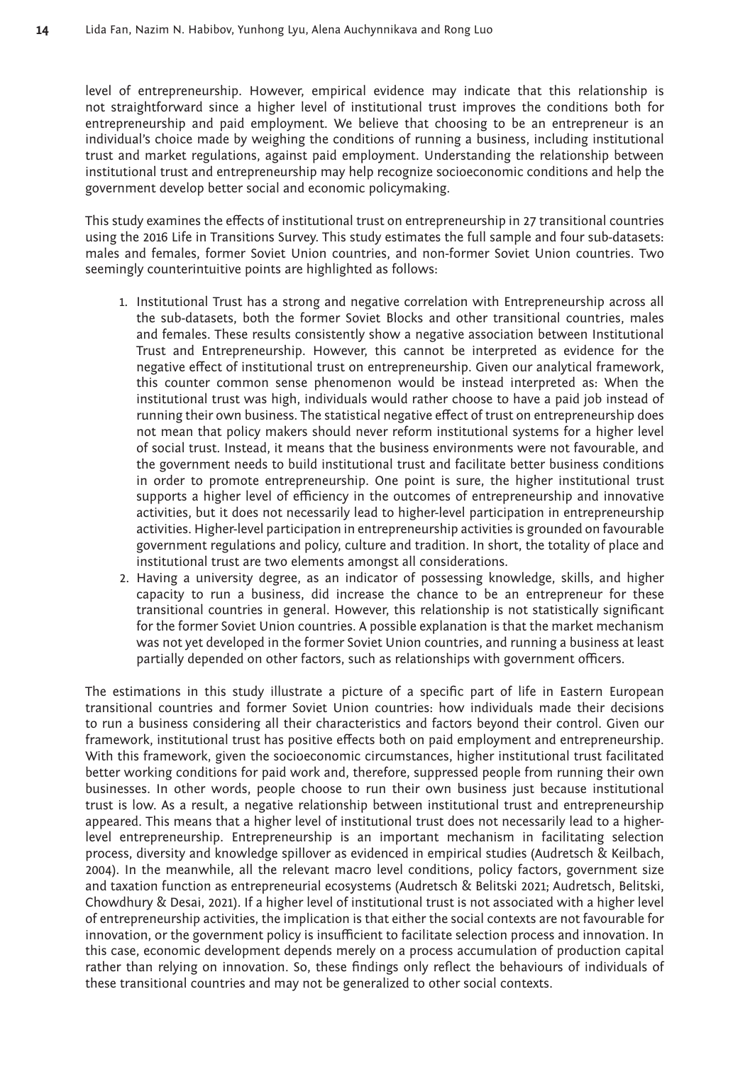level of entrepreneurship. However, empirical evidence may indicate that this relationship is not straightforward since a higher level of institutional trust improves the conditions both for entrepreneurship and paid employment. We believe that choosing to be an entrepreneur is an individual's choice made by weighing the conditions of running a business, including institutional trust and market regulations, against paid employment. Understanding the relationship between institutional trust and entrepreneurship may help recognize socioeconomic conditions and help the government develop better social and economic policymaking.

This study examines the effects of institutional trust on entrepreneurship in 27 transitional countries using the 2016 Life in Transitions Survey. This study estimates the full sample and four sub-datasets: males and females, former Soviet Union countries, and non-former Soviet Union countries. Two seemingly counterintuitive points are highlighted as follows:

1. Institutional Trust has a strong and negative correlation with Entrepreneurship across all the sub-datasets, both the former Soviet Blocks and other transitional countries, males and females. These results consistently show a negative association between Institutional Trust and Entrepreneurship. However, this cannot be interpreted as evidence for the negative effect of institutional trust on entrepreneurship. Given our analytical framework, this counter common sense phenomenon would be instead interpreted as: When the institutional trust was high, individuals would rather choose to have a paid job instead of running their own business. The statistical negative effect of trust on entrepreneurship does not mean that policy makers should never reform institutional systems for a higher level of social trust. Instead, it means that the business environments were not favourable, and the government needs to build institutional trust and facilitate better business conditions in order to promote entrepreneurship. One point is sure, the higher institutional trust supports a higher level of efficiency in the outcomes of entrepreneurship and innovative activities, but it does not necessarily lead to higher-level participation in entrepreneurship activities. Higher-level participation in entrepreneurship activities is grounded on favourable government regulations and policy, culture and tradition. In short, the totality of place and institutional trust are two elements amongst all considerations.
2. Having a university degree, as an indicator of possessing knowledge, skills, and higher capacity to run a business, did increase the chance to be an entrepreneur for these transitional countries in general. However, this relationship is not statistically significant for the former Soviet Union countries. A possible explanation is that the market mechanism was not yet developed in the former Soviet Union countries, and running a business at least partially depended on other factors, such as relationships with government officers.

The estimations in this study illustrate a picture of a specific part of life in Eastern European transitional countries and former Soviet Union countries: how individuals made their decisions to run a business considering all their characteristics and factors beyond their control. Given our framework, institutional trust has positive effects both on paid employment and entrepreneurship. With this framework, given the socioeconomic circumstances, higher institutional trust facilitated better working conditions for paid work and, therefore, suppressed people from running their own businesses. In other words, people choose to run their own business just because institutional trust is low. As a result, a negative relationship between institutional trust and entrepreneurship appeared. This means that a higher level of institutional trust does not necessarily lead to a higher-level entrepreneurship. Entrepreneurship is an important mechanism in facilitating selection process, diversity and knowledge spillover as evidenced in empirical studies (Audretsch & Keilbach, 2004). In the meanwhile, all the relevant macro level conditions, policy factors, government size and taxation function as entrepreneurial ecosystems (Audretsch & Belitski 2021; Audretsch, Belitski, Chowdhury & Desai, 2021). If a higher level of institutional trust is not associated with a higher level of entrepreneurship activities, the implication is that either the social contexts are not favourable for innovation, or the government policy is insufficient to facilitate selection process and innovation. In this case, economic development depends merely on a process accumulation of production capital rather than relying on innovation. So, these findings only reflect the behaviours of individuals of these transitional countries and may not be generalized to other social contexts.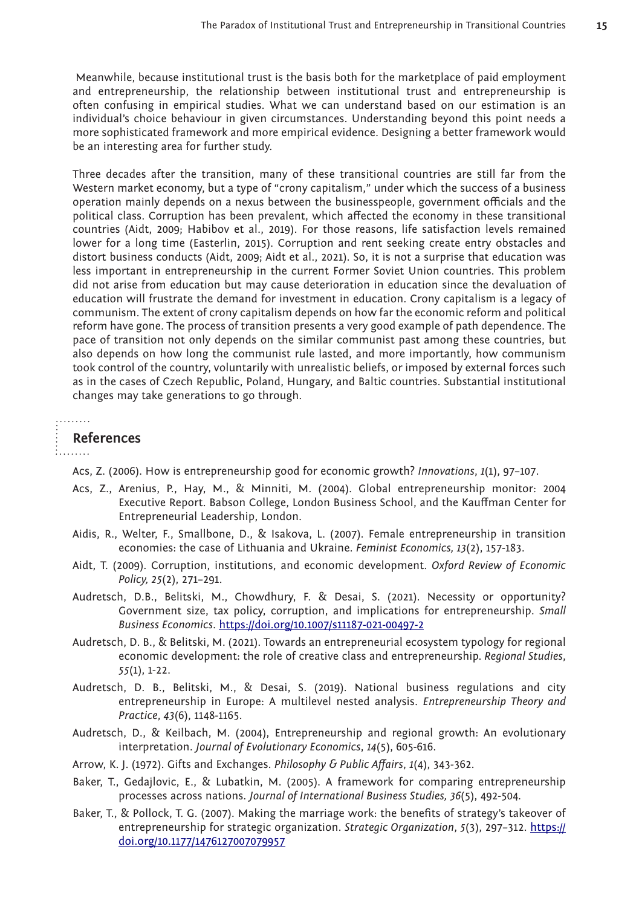Meanwhile, because institutional trust is the basis both for the marketplace of paid employment and entrepreneurship, the relationship between institutional trust and entrepreneurship is often confusing in empirical studies. What we can understand based on our estimation is an individual's choice behaviour in given circumstances. Understanding beyond this point needs a more sophisticated framework and more empirical evidence. Designing a better framework would be an interesting area for further study.

Three decades after the transition, many of these transitional countries are still far from the Western market economy, but a type of "crony capitalism," under which the success of a business operation mainly depends on a nexus between the businesspeople, government officials and the political class. Corruption has been prevalent, which affected the economy in these transitional countries (Aidt, 2009; Habibov et al., 2019). For those reasons, life satisfaction levels remained lower for a long time (Easterlin, 2015). Corruption and rent seeking create entry obstacles and distort business conducts (Aidt, 2009; Aidt et al., 2021). So, it is not a surprise that education was less important in entrepreneurship in the current Former Soviet Union countries. This problem did not arise from education but may cause deterioration in education since the devaluation of education will frustrate the demand for investment in education. Crony capitalism is a legacy of communism. The extent of crony capitalism depends on how far the economic reform and political reform have gone. The process of transition presents a very good example of path dependence. The pace of transition not only depends on the similar communist past among these countries, but also depends on how long the communist rule lasted, and more importantly, how communism took control of the country, voluntarily with unrealistic beliefs, or imposed by external forces such as in the cases of Czech Republic, Poland, Hungary, and Baltic countries. Substantial institutional changes may take generations to go through.

## References

Acs, Z. (2006). How is entrepreneurship good for economic growth? *Innovations*, *1*(1), 97–107.

Acs, Z., Arenius, P., Hay, M., & Minniti, M. (2004). Global entrepreneurship monitor: 2004 Executive Report. Babson College, London Business School, and the Kauffman Center for Entrepreneurial Leadership, London.

Aidis, R., Welter, F., Smallbone, D., & Isakova, L. (2007). Female entrepreneurship in transition economies: the case of Lithuania and Ukraine. *Feminist Economics, 13*(2), 157-183.

Aidt, T. (2009). Corruption, institutions, and economic development. *Oxford Review of Economic Policy, 25*(2), 271–291.

Audretsch, D.B., Belitski, M., Chowdhury, F. & Desai, S. (2021). Necessity or opportunity? Government size, tax policy, corruption, and implications for entrepreneurship. *Small Business Economics*. https://doi.org/10.1007/s11187-021-00497-2

Audretsch, D. B., & Belitski, M. (2021). Towards an entrepreneurial ecosystem typology for regional economic development: the role of creative class and entrepreneurship. *Regional Studies*, *55*(1), 1-22.

Audretsch, D. B., Belitski, M., & Desai, S. (2019). National business regulations and city entrepreneurship in Europe: A multilevel nested analysis. *Entrepreneurship Theory and Practice*, *43*(6), 1148-1165.

Audretsch, D., & Keilbach, M. (2004), Entrepreneurship and regional growth: An evolutionary interpretation. *Journal of Evolutionary Economics*, *14*(5), 605-616.

Arrow, K. J. (1972). Gifts and Exchanges. *Philosophy & Public Affairs*, *1*(4), 343-362.

Baker, T., Gedajlovic, E., & Lubatkin, M. (2005). A framework for comparing entrepreneurship processes across nations. *Journal of International Business Studies, 36*(5), 492-504.

Baker, T., & Pollock, T. G. (2007). Making the marriage work: the benefits of strategy's takeover of entrepreneurship for strategic organization. *Strategic Organization*, *5*(3), 297–312. https://doi.org/10.1177/1476127007079957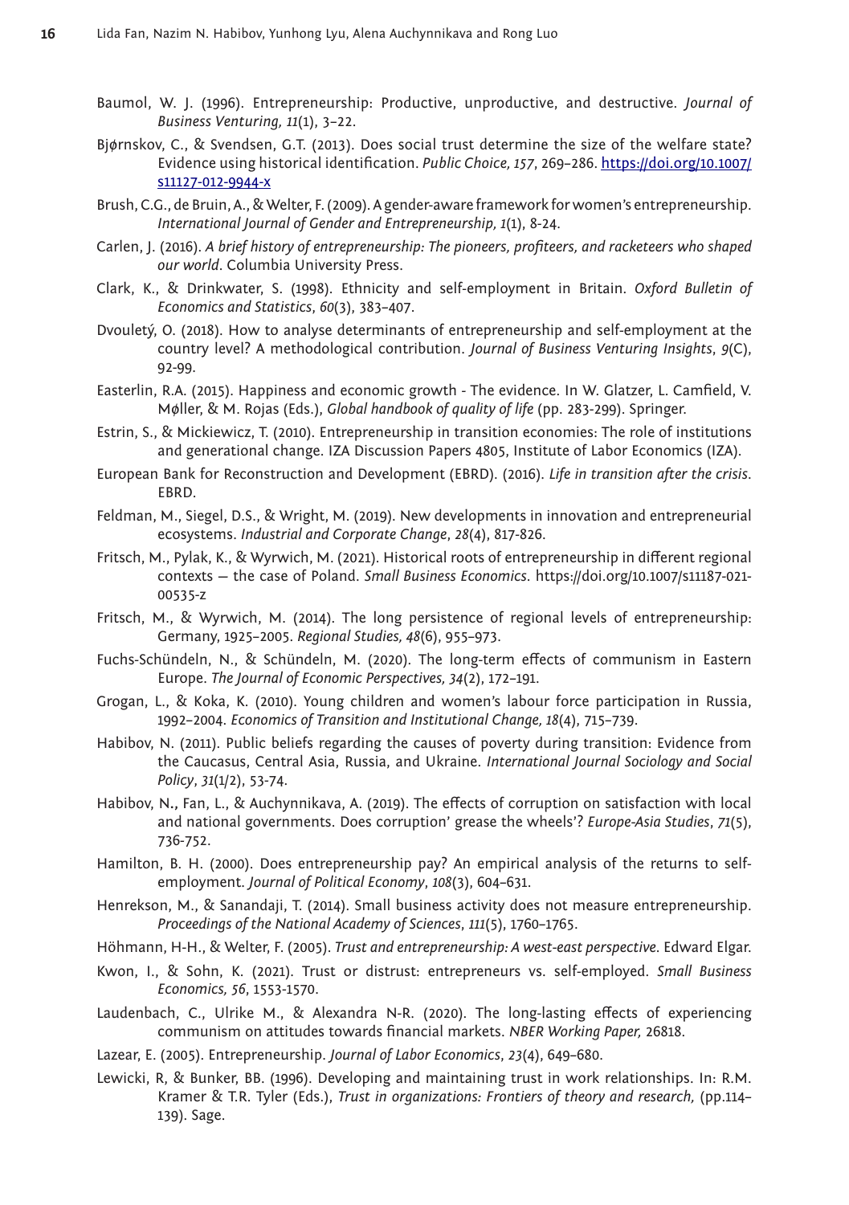Baumol, W. J. (1996). Entrepreneurship: Productive, unproductive, and destructive. *Journal of Business Venturing, 11*(1), 3–22.

Bjørnskov, C., & Svendsen, G.T. (2013). Does social trust determine the size of the welfare state? Evidence using historical identification. *Public Choice, 157*, 269–286. https://doi.org/10.1007/s11127-012-9944-x

Brush, C.G., de Bruin, A., & Welter, F. (2009). A gender-aware framework for women's entrepreneurship. *International Journal of Gender and Entrepreneurship, 1*(1), 8-24.

Carlen, J. (2016). *A brief history of entrepreneurship: The pioneers, profiteers, and racketeers who shaped our world*. Columbia University Press.

Clark, K., & Drinkwater, S. (1998). Ethnicity and self-employment in Britain. *Oxford Bulletin of Economics and Statistics*, *60*(3), 383–407.

Dvouletý, O. (2018). How to analyse determinants of entrepreneurship and self-employment at the country level? A methodological contribution. *Journal of Business Venturing Insights*, *9*(C), 92-99.

Easterlin, R.A. (2015). Happiness and economic growth - The evidence. In W. Glatzer, L. Camfield, V. Møller, & M. Rojas (Eds.), *Global handbook of quality of life* (pp. 283-299). Springer.

Estrin, S., & Mickiewicz, T. (2010). Entrepreneurship in transition economies: The role of institutions and generational change. IZA Discussion Papers 4805, Institute of Labor Economics (IZA).

European Bank for Reconstruction and Development (EBRD). (2016). *Life in transition after the crisis*. EBRD.

Feldman, M., Siegel, D.S., & Wright, M. (2019). New developments in innovation and entrepreneurial ecosystems. *Industrial and Corporate Change*, *28*(4), 817-826.

Fritsch, M., Pylak, K., & Wyrwich, M. (2021). Historical roots of entrepreneurship in different regional contexts — the case of Poland. *Small Business Economics*. https://doi.org/10.1007/s11187-021-00535-z

Fritsch, M., & Wyrwich, M. (2014). The long persistence of regional levels of entrepreneurship: Germany, 1925–2005. *Regional Studies, 48*(6), 955–973.

Fuchs-Schündeln, N., & Schündeln, M. (2020). The long-term effects of communism in Eastern Europe. *The Journal of Economic Perspectives, 34*(2), 172–191.

Grogan, L., & Koka, K. (2010). Young children and women's labour force participation in Russia, 1992–2004. *Economics of Transition and Institutional Change, 18*(4), 715–739.

Habibov, N. (2011). Public beliefs regarding the causes of poverty during transition: Evidence from the Caucasus, Central Asia, Russia, and Ukraine. *International Journal Sociology and Social Policy*, *31*(1/2), 53-74.

Habibov, N., Fan, L., & Auchynnikava, A. (2019). The effects of corruption on satisfaction with local and national governments. Does corruption' grease the wheels'? *Europe-Asia Studies*, *71*(5), 736-752.

Hamilton, B. H. (2000). Does entrepreneurship pay? An empirical analysis of the returns to self-employment. *Journal of Political Economy*, *108*(3), 604–631.

Henrekson, M., & Sanandaji, T. (2014). Small business activity does not measure entrepreneurship. *Proceedings of the National Academy of Sciences*, *111*(5), 1760–1765.

Höhmann, H-H., & Welter, F. (2005). *Trust and entrepreneurship: A west-east perspective*. Edward Elgar.

Kwon, I., & Sohn, K. (2021). Trust or distrust: entrepreneurs vs. self-employed. *Small Business Economics, 56*, 1553-1570.

Laudenbach, C., Ulrike M., & Alexandra N-R. (2020). The long-lasting effects of experiencing communism on attitudes towards financial markets. *NBER Working Paper,* 26818.

Lazear, E. (2005). Entrepreneurship. *Journal of Labor Economics*, *23*(4), 649–680.

Lewicki, R, & Bunker, BB. (1996). Developing and maintaining trust in work relationships. In: R.M. Kramer & T.R. Tyler (Eds.), *Trust in organizations: Frontiers of theory and research,* (pp.114–139). Sage.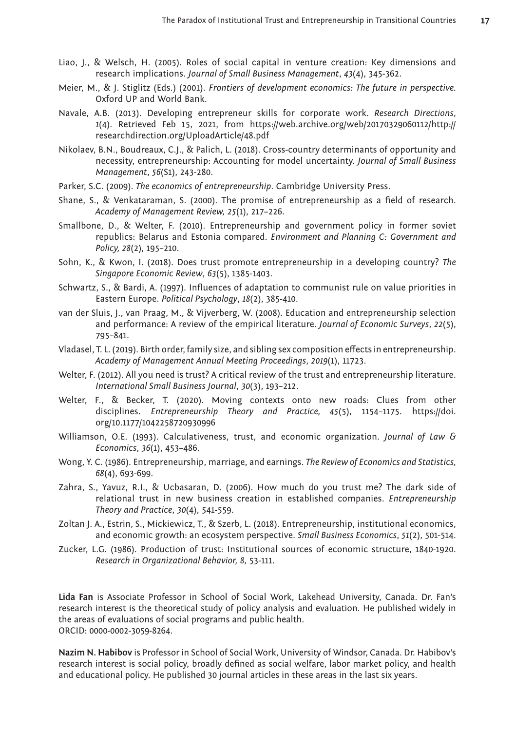Liao, J., & Welsch, H. (2005). Roles of social capital in venture creation: Key dimensions and research implications. *Journal of Small Business Management*, *43*(4), 345-362.

Meier, M., & J. Stiglitz (Eds.) (2001). *Frontiers of development economics: The future in perspective*. Oxford UP and World Bank.

Navale, A.B. (2013). Developing entrepreneur skills for corporate work. *Research Directions*, *1*(4). Retrieved Feb 15, 2021, from https://web.archive.org/web/20170329060112/http://researchdirection.org/UploadArticle/48.pdf

Nikolaev, B.N., Boudreaux, C.J., & Palich, L. (2018). Cross-country determinants of opportunity and necessity, entrepreneurship: Accounting for model uncertainty. *Journal of Small Business Management*, *56*(S1), 243-280.

Parker, S.C. (2009). *The economics of entrepreneurship*. Cambridge University Press.

Shane, S., & Venkataraman, S. (2000). The promise of entrepreneurship as a field of research. *Academy of Management Review, 25*(1), 217–226.

Smallbone, D., & Welter, F. (2010). Entrepreneurship and government policy in former soviet republics: Belarus and Estonia compared. *Environment and Planning C: Government and Policy, 28*(2), 195–210.

Sohn, K., & Kwon, I. (2018). Does trust promote entrepreneurship in a developing country? *The Singapore Economic Review*, *63*(5), 1385-1403.

Schwartz, S., & Bardi, A. (1997). Influences of adaptation to communist rule on value priorities in Eastern Europe. *Political Psychology*, *18*(2), 385-410.

van der Sluis, J., van Praag, M., & Vijverberg, W. (2008). Education and entrepreneurship selection and performance: A review of the empirical literature. *Journal of Economic Surveys*, *22*(5), 795–841.

Vladasel, T. L. (2019). Birth order, family size, and sibling sex composition effects in entrepreneurship. *Academy of Management Annual Meeting Proceedings*, *2019*(1), 11723.

Welter, F. (2012). All you need is trust? A critical review of the trust and entrepreneurship literature. *International Small Business Journal*, *30*(3), 193–212.

Welter, F., & Becker, T. (2020). Moving contexts onto new roads: Clues from other disciplines. *Entrepreneurship Theory and Practice, 45*(5), 1154–1175. https://doi.org/10.1177/1042258720930996

Williamson, O.E. (1993). Calculativeness, trust, and economic organization. *Journal of Law & Economics*, *36*(1), 453–486.

Wong, Y. C. (1986). Entrepreneurship, marriage, and earnings. *The Review of Economics and Statistics, 68*(4), 693-699.

Zahra, S., Yavuz, R.I., & Ucbasaran, D. (2006). How much do you trust me? The dark side of relational trust in new business creation in established companies. *Entrepreneurship Theory and Practice*, *30*(4), 541-559.

Zoltan J. A., Estrin, S., Mickiewicz, T., & Szerb, L. (2018). Entrepreneurship, institutional economics, and economic growth: an ecosystem perspective. *Small Business Economics*, *51*(2), 501-514.

Zucker, L.G. (1986). Production of trust: Institutional sources of economic structure, 1840-1920. *Research in Organizational Behavior, 8,* 53-111.

**Lida Fan** is Associate Professor in School of Social Work, Lakehead University, Canada. Dr. Fan's research interest is the theoretical study of policy analysis and evaluation. He published widely in the areas of evaluations of social programs and public health.
ORCID: 0000-0002-3059-8264.

**Nazim N. Habibov** is Professor in School of Social Work, University of Windsor, Canada. Dr. Habibov's research interest is social policy, broadly defined as social welfare, labor market policy, and health and educational policy. He published 30 journal articles in these areas in the last six years.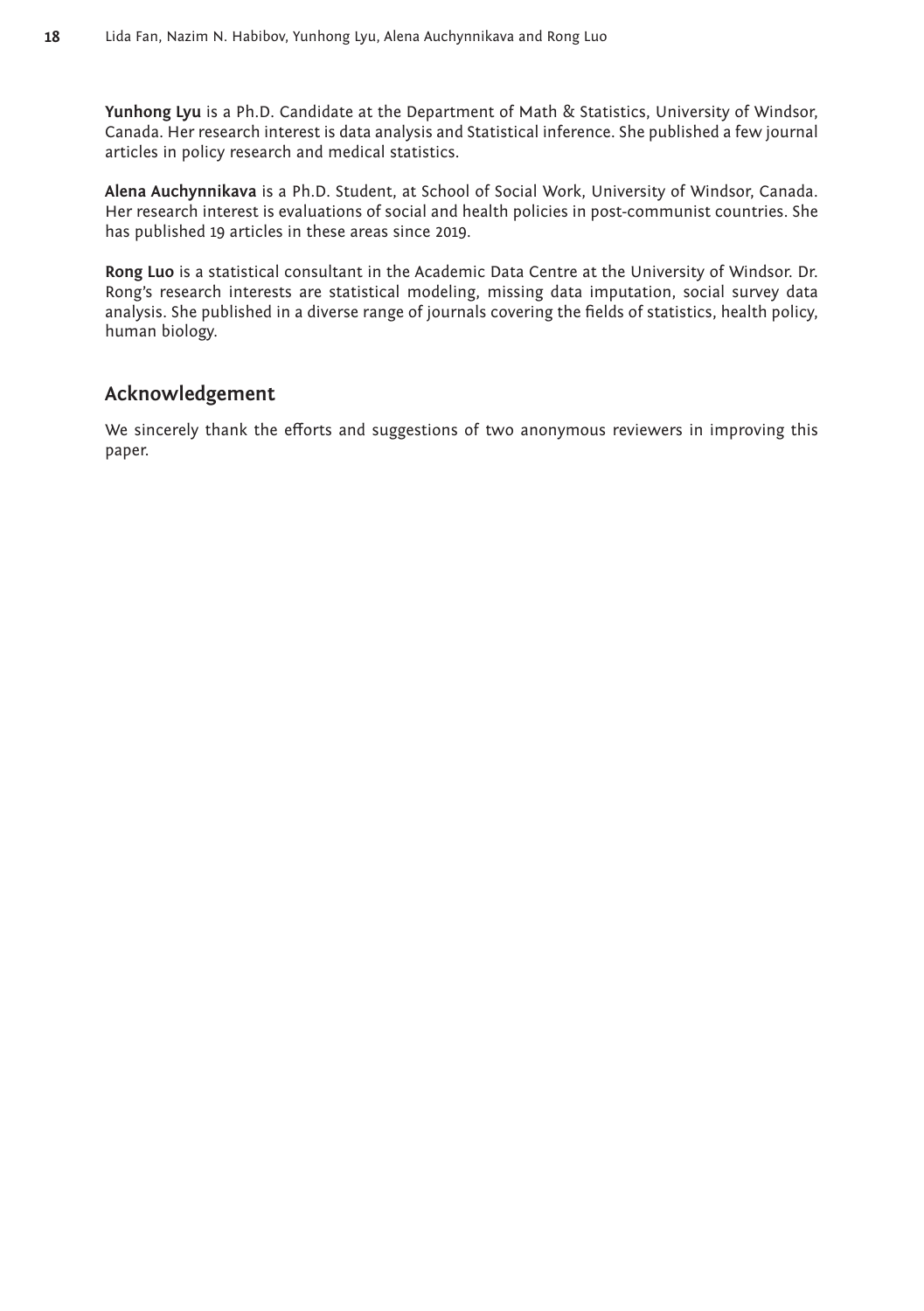**Yunhong Lyu** is a Ph.D. Candidate at the Department of Math & Statistics, University of Windsor, Canada. Her research interest is data analysis and Statistical inference. She published a few journal articles in policy research and medical statistics.

**Alena Auchynnikava** is a Ph.D. Student, at School of Social Work, University of Windsor, Canada. Her research interest is evaluations of social and health policies in post-communist countries. She has published 19 articles in these areas since 2019.

**Rong Luo** is a statistical consultant in the Academic Data Centre at the University of Windsor. Dr. Rong's research interests are statistical modeling, missing data imputation, social survey data analysis. She published in a diverse range of journals covering the fields of statistics, health policy, human biology.

## Acknowledgement

We sincerely thank the efforts and suggestions of two anonymous reviewers in improving this paper.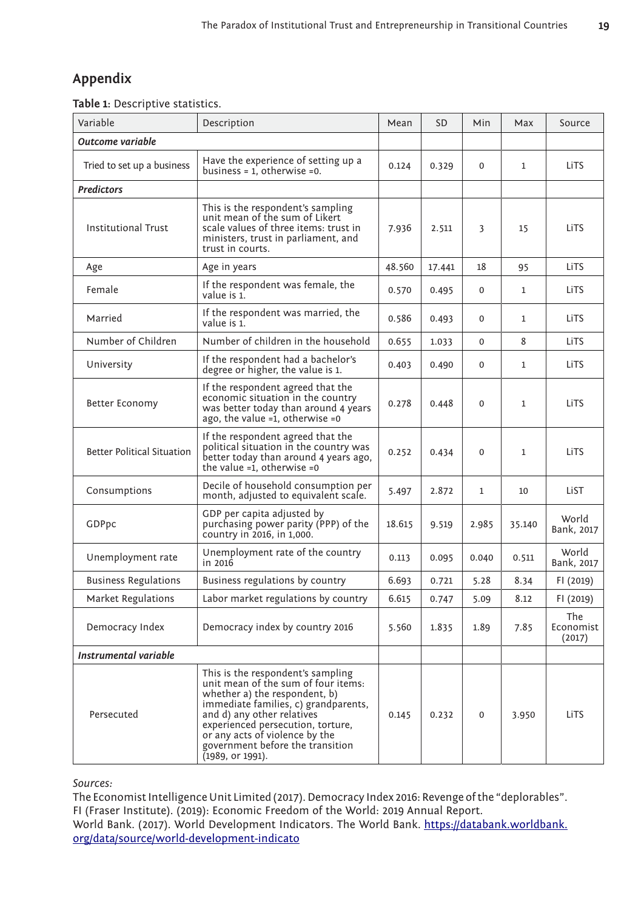## Appendix

**Table 1:** Descriptive statistics.

| Variable | Description | Mean | SD | Min | Max | Source |
|---|---|---|---|---|---|---|
| ***Outcome variable*** | | | | | | |
| Tried to set up a business | Have the experience of setting up a business = 1, otherwise =0. | 0.124 | 0.329 | 0 | 1 | LiTS |
| ***Predictors*** | | | | | | |
| Institutional Trust | This is the respondent's sampling unit mean of the sum of Likert scale values of three items: trust in ministers, trust in parliament, and trust in courts. | 7.936 | 2.511 | 3 | 15 | LiTS |
| Age | Age in years | 48.560 | 17.441 | 18 | 95 | LiTS |
| Female | If the respondent was female, the value is 1. | 0.570 | 0.495 | 0 | 1 | LiTS |
| Married | If the respondent was married, the value is 1. | 0.586 | 0.493 | 0 | 1 | LiTS |
| Number of Children | Number of children in the household | 0.655 | 1.033 | 0 | 8 | LiTS |
| University | If the respondent had a bachelor's degree or higher, the value is 1. | 0.403 | 0.490 | 0 | 1 | LiTS |
| Better Economy | If the respondent agreed that the economic situation in the country was better today than around 4 years ago, the value =1, otherwise =0 | 0.278 | 0.448 | 0 | 1 | LiTS |
| Better Political Situation | If the respondent agreed that the political situation in the country was better today than around 4 years ago, the value =1, otherwise =0 | 0.252 | 0.434 | 0 | 1 | LiTS |
| Consumptions | Decile of household consumption per month, adjusted to equivalent scale. | 5.497 | 2.872 | 1 | 10 | LiST |
| GDPpc | GDP per capita adjusted by purchasing power parity (PPP) of the country in 2016, in 1,000. | 18.615 | 9.519 | 2.985 | 35.140 | World Bank, 2017 |
| Unemployment rate | Unemployment rate of the country in 2016 | 0.113 | 0.095 | 0.040 | 0.511 | World Bank, 2017 |
| Business Regulations | Business regulations by country | 6.693 | 0.721 | 5.28 | 8.34 | FI (2019) |
| Market Regulations | Labor market regulations by country | 6.615 | 0.747 | 5.09 | 8.12 | FI (2019) |
| Democracy Index | Democracy index by country 2016 | 5.560 | 1.835 | 1.89 | 7.85 | The Economist (2017) |
| ***Instrumental variable*** | | | | | | |
| Persecuted | This is the respondent's sampling unit mean of the sum of four items: whether a) the respondent, b) immediate families, c) grandparents, and d) any other relatives experienced persecution, torture, or any acts of violence by the government before the transition (1989, or 1991). | 0.145 | 0.232 | 0 | 3.950 | LiTS |

*Sources:*
The Economist Intelligence Unit Limited (2017). Democracy Index 2016: Revenge of the "deplorables".
FI (Fraser Institute). (2019): Economic Freedom of the World: 2019 Annual Report.
World Bank. (2017). World Development Indicators. The World Bank. https://databank.worldbank.org/data/source/world-development-indicato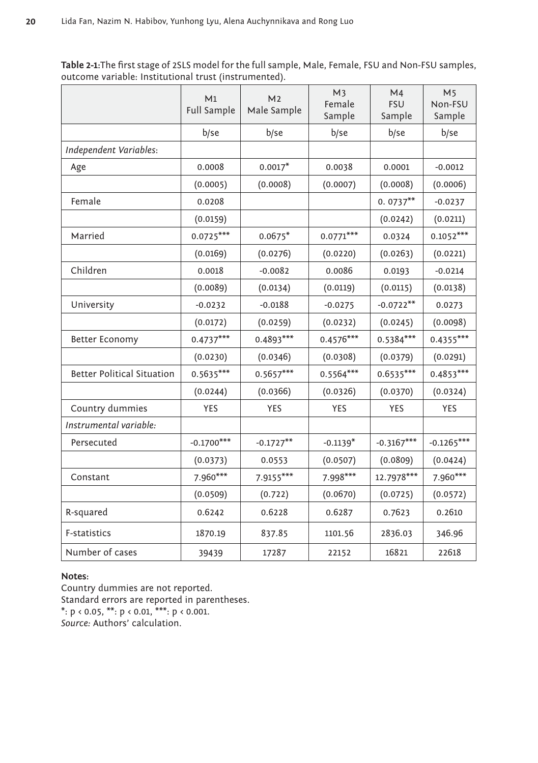**Table 2-1:** The first stage of 2SLS model for the full sample, Male, Female, FSU and Non-FSU samples, outcome variable: Institutional trust (instrumented).

| | M1 Full Sample | M2 Male Sample | M3 Female Sample | M4 FSU Sample | M5 Non-FSU Sample |
|---|---|---|---|---|---|
| | b/se | b/se | b/se | b/se | b/se |
| *Independent Variables*: | | | | | |
| Age | 0.0008 | 0.0017* | 0.0038 | 0.0001 | -0.0012 |
| | (0.0005) | (0.0008) | (0.0007) | (0.0008) | (0.0006) |
| Female | 0.0208 | | | 0. 0737** | -0.0237 |
| | (0.0159) | | | (0.0242) | (0.0211) |
| Married | 0.0725*** | 0.0675* | 0.0771*** | 0.0324 | 0.1052*** |
| | (0.0169) | (0.0276) | (0.0220) | (0.0263) | (0.0221) |
| Children | 0.0018 | -0.0082 | 0.0086 | 0.0193 | -0.0214 |
| | (0.0089) | (0.0134) | (0.0119) | (0.0115) | (0.0138) |
| University | -0.0232 | -0.0188 | -0.0275 | -0.0722** | 0.0273 |
| | (0.0172) | (0.0259) | (0.0232) | (0.0245) | (0.0098) |
| Better Economy | 0.4737*** | 0.4893*** | 0.4576*** | 0.5384*** | 0.4355*** |
| | (0.0230) | (0.0346) | (0.0308) | (0.0379) | (0.0291) |
| Better Political Situation | 0.5635*** | 0.5657*** | 0.5564*** | 0.6535*** | 0.4853*** |
| | (0.0244) | (0.0366) | (0.0326) | (0.0370) | (0.0324) |
| Country dummies | YES | YES | YES | YES | YES |
| *Instrumental variable:* | | | | | |
| Persecuted | -0.1700*** | -0.1727** | -0.1139* | -0.3167*** | -0.1265*** |
| | (0.0373) | 0.0553 | (0.0507) | (0.0809) | (0.0424) |
| Constant | 7.960*** | 7.9155*** | 7.998*** | 12.7978*** | 7.960*** |
| | (0.0509) | (0.722) | (0.0670) | (0.0725) | (0.0572) |
| R-squared | 0.6242 | 0.6228 | 0.6287 | 0.7623 | 0.2610 |
| F-statistics | 1870.19 | 837.85 | 1101.56 | 2836.03 | 346.96 |
| Number of cases | 39439 | 17287 | 22152 | 16821 | 22618 |

**Notes:**
Country dummies are not reported.
Standard errors are reported in parentheses.
*: $p < 0.05$, **: $p < 0.01$, ***: $p < 0.001$.
*Source:* Authors' calculation.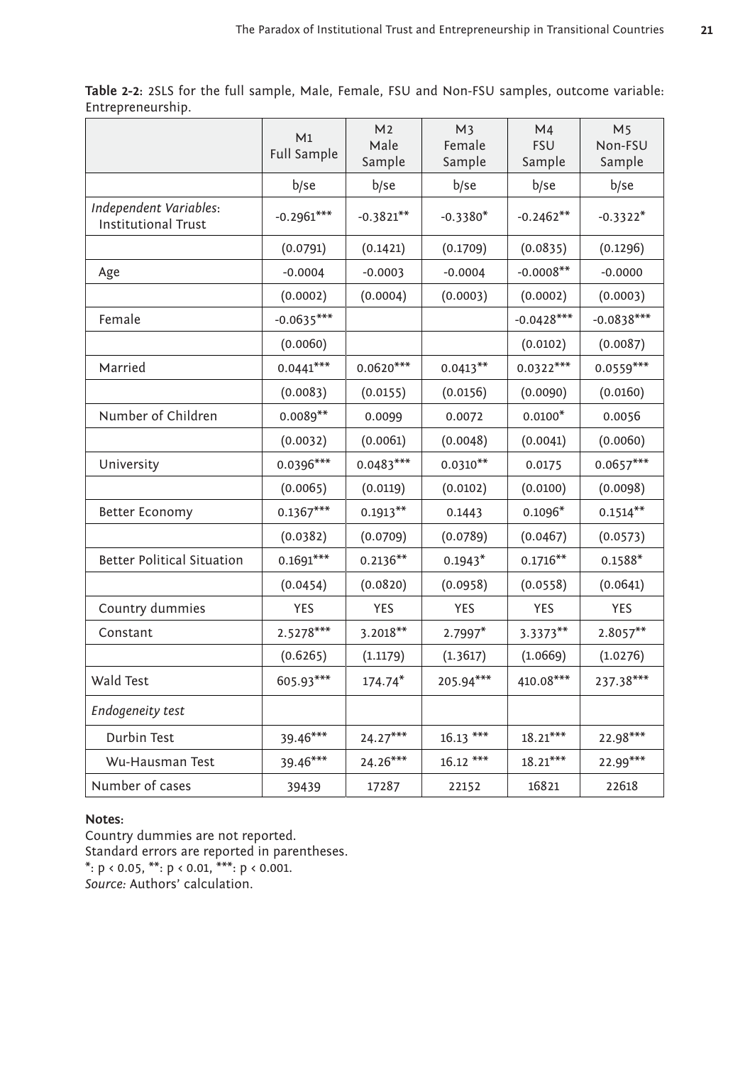**Table 2-2**: 2SLS for the full sample, Male, Female, FSU and Non-FSU samples, outcome variable: Entrepreneurship.

| | M1 Full Sample | M2 Male Sample | M3 Female Sample | M4 FSU Sample | M5 Non-FSU Sample |
|---|---|---|---|---|---|
| | b/se | b/se | b/se | b/se | b/se |
| *Independent Variables*: Institutional Trust | -0.2961*** | -0.3821** | -0.3380* | -0.2462** | -0.3322* |
| | (0.0791) | (0.1421) | (0.1709) | (0.0835) | (0.1296) |
| Age | -0.0004 | -0.0003 | -0.0004 | -0.0008** | -0.0000 |
| | (0.0002) | (0.0004) | (0.0003) | (0.0002) | (0.0003) |
| Female | -0.0635*** | | | -0.0428*** | -0.0838*** |
| | (0.0060) | | | (0.0102) | (0.0087) |
| Married | 0.0441*** | 0.0620*** | 0.0413** | 0.0322*** | 0.0559*** |
| | (0.0083) | (0.0155) | (0.0156) | (0.0090) | (0.0160) |
| Number of Children | 0.0089** | 0.0099 | 0.0072 | 0.0100* | 0.0056 |
| | (0.0032) | (0.0061) | (0.0048) | (0.0041) | (0.0060) |
| University | 0.0396*** | 0.0483*** | 0.0310** | 0.0175 | 0.0657*** |
| | (0.0065) | (0.0119) | (0.0102) | (0.0100) | (0.0098) |
| Better Economy | 0.1367*** | 0.1913** | 0.1443 | 0.1096* | 0.1514** |
| | (0.0382) | (0.0709) | (0.0789) | (0.0467) | (0.0573) |
| Better Political Situation | 0.1691*** | 0.2136** | 0.1943* | 0.1716** | 0.1588* |
| | (0.0454) | (0.0820) | (0.0958) | (0.0558) | (0.0641) |
| Country dummies | YES | YES | YES | YES | YES |
| Constant | 2.5278*** | 3.2018** | 2.7997* | 3.3373** | 2.8057** |
| | (0.6265) | (1.1179) | (1.3617) | (1.0669) | (1.0276) |
| Wald Test | 605.93*** | 174.74* | 205.94*** | 410.08*** | 237.38*** |
| *Endogeneity test* | | | | | |
| Durbin Test | 39.46*** | 24.27*** | 16.13 *** | 18.21*** | 22.98*** |
| Wu-Hausman Test | 39.46*** | 24.26*** | 16.12 *** | 18.21*** | 22.99*** |
| Number of cases | 39439 | 17287 | 22152 | 16821 | 22618 |

**Notes**:
Country dummies are not reported.
Standard errors are reported in parentheses.
*: $p < 0.05$, **: $p < 0.01$, ***: $p < 0.001$.
*Source:* Authors' calculation.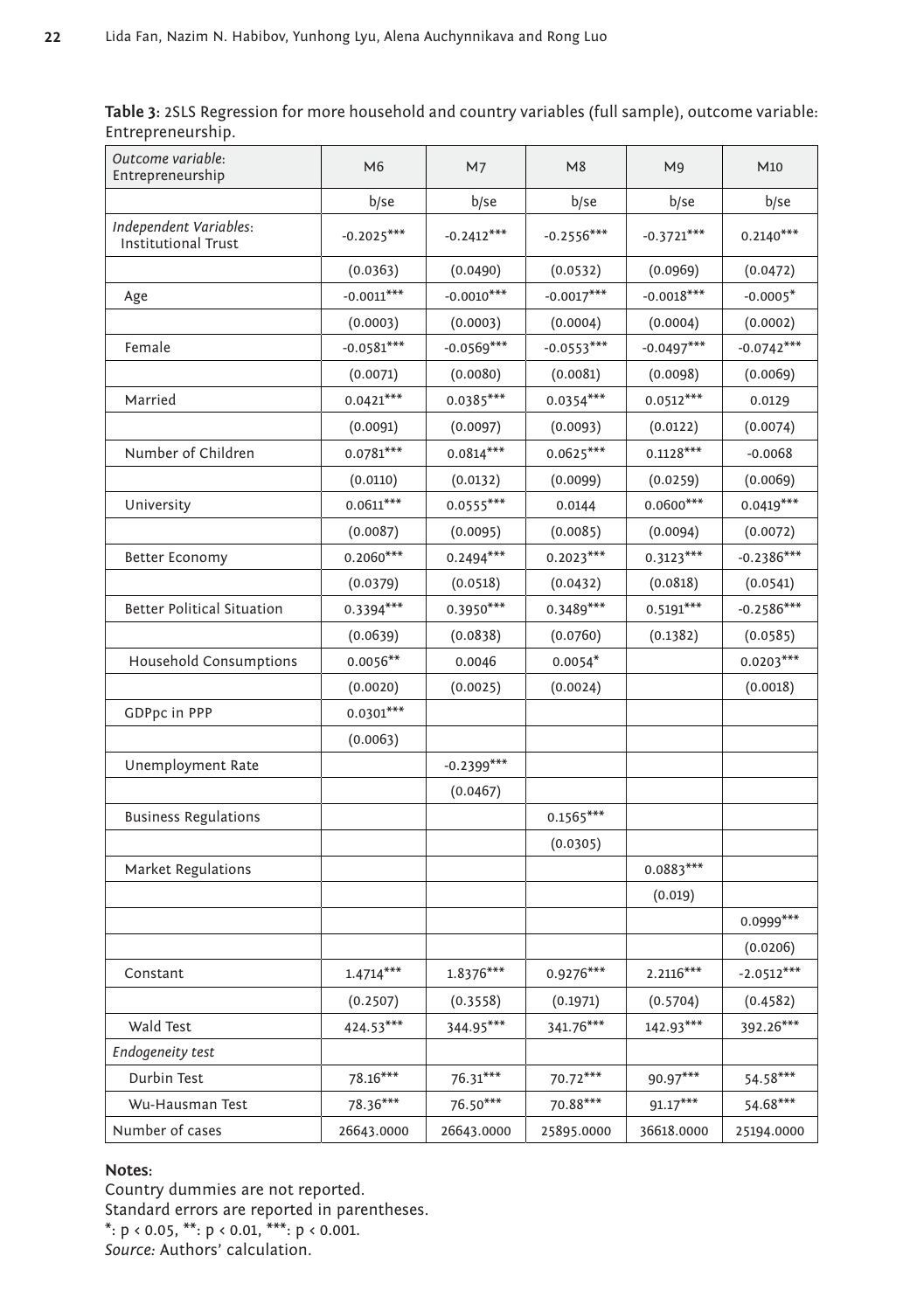**Table 3**: 2SLS Regression for more household and country variables (full sample), outcome variable: Entrepreneurship.

| *Outcome variable*: Entrepreneurship | M6 | M7 | M8 | M9 | M10 |
|---|---|---|---|---|---|
| | b/se | b/se | b/se | b/se | b/se |
| *Independent Variables*: Institutional Trust | -0.2025*** | -0.2412*** | -0.2556*** | -0.3721*** | 0.2140*** |
| | (0.0363) | (0.0490) | (0.0532) | (0.0969) | (0.0472) |
| Age | -0.0011*** | -0.0010*** | -0.0017*** | -0.0018*** | -0.0005* |
| | (0.0003) | (0.0003) | (0.0004) | (0.0004) | (0.0002) |
| Female | -0.0581*** | -0.0569*** | -0.0553*** | -0.0497*** | -0.0742*** |
| | (0.0071) | (0.0080) | (0.0081) | (0.0098) | (0.0069) |
| Married | 0.0421*** | 0.0385*** | 0.0354*** | 0.0512*** | 0.0129 |
| | (0.0091) | (0.0097) | (0.0093) | (0.0122) | (0.0074) |
| Number of Children | 0.0781*** | 0.0814*** | 0.0625*** | 0.1128*** | -0.0068 |
| | (0.0110) | (0.0132) | (0.0099) | (0.0259) | (0.0069) |
| University | 0.0611*** | 0.0555*** | 0.0144 | 0.0600*** | 0.0419*** |
| | (0.0087) | (0.0095) | (0.0085) | (0.0094) | (0.0072) |
| Better Economy | 0.2060*** | 0.2494*** | 0.2023*** | 0.3123*** | -0.2386*** |
| | (0.0379) | (0.0518) | (0.0432) | (0.0818) | (0.0541) |
| Better Political Situation | 0.3394*** | 0.3950*** | 0.3489*** | 0.5191*** | -0.2586*** |
| | (0.0639) | (0.0838) | (0.0760) | (0.1382) | (0.0585) |
| Household Consumptions | 0.0056** | 0.0046 | 0.0054* | | 0.0203*** |
| | (0.0020) | (0.0025) | (0.0024) | | (0.0018) |
| GDPpc in PPP | 0.0301*** | | | | |
| | (0.0063) | | | | |
| Unemployment Rate | | -0.2399*** | | | |
| | | (0.0467) | | | |
| Business Regulations | | | 0.1565*** | | |
| | | | (0.0305) | | |
| Market Regulations | | | | 0.0883*** | |
| | | | | (0.019) | |
| | | | | | 0.0999*** |
| | | | | | (0.0206) |
| Constant | 1.4714*** | 1.8376*** | 0.9276*** | 2.2116*** | -2.0512*** |
| | (0.2507) | (0.3558) | (0.1971) | (0.5704) | (0.4582) |
| Wald Test | 424.53*** | 344.95*** | 341.76*** | 142.93*** | 392.26*** |
| *Endogeneity test* | | | | | |
| Durbin Test | 78.16*** | 76.31*** | 70.72*** | 90.97*** | 54.58*** |
| Wu-Hausman Test | 78.36*** | 76.50*** | 70.88*** | 91.17*** | 54.68*** |
| Number of cases | 26643.0000 | 26643.0000 | 25895.0000 | 36618.0000 | 25194.0000 |

**Notes**:
Country dummies are not reported.
Standard errors are reported in parentheses.
*: $p < 0.05$, **: $p < 0.01$, ***: $p < 0.001$.
*Source:* Authors' calculation.